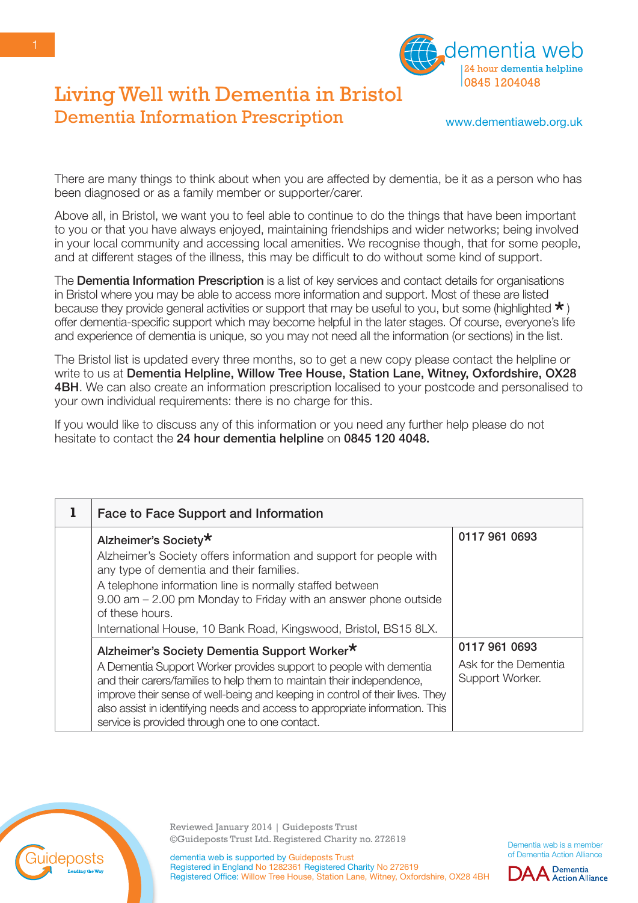dementia web
24 hour dementia helpline
0845 1204048

www.dementiaweb.org.uk

# Living Well with Dementia in Bristol

## Dementia Information Prescription

There are many things to think about when you are affected by dementia, be it as a person who has been diagnosed or as a family member or supporter/carer.

Above all, in Bristol, we want you to feel able to continue to do the things that have been important to you or that you have always enjoyed, maintaining friendships and wider networks; being involved in your local community and accessing local amenities. We recognise though, that for some people, and at different stages of the illness, this may be difficult to do without some kind of support.

The **Dementia Information Prescription** is a list of key services and contact details for organisations in Bristol where you may be able to access more information and support. Most of these are listed because they provide general activities or support that may be useful to you, but some (highlighted *) offer dementia-specific support which may become helpful in the later stages. Of course, everyone's life and experience of dementia is unique, so you may not need all the information (or sections) in the list.

The Bristol list is updated every three months, so to get a new copy please contact the helpline or write to us at **Dementia Helpline, Willow Tree House, Station Lane, Witney, Oxfordshire, OX28 4BH**. We can also create an information prescription localised to your postcode and personalised to your own individual requirements: there is no charge for this.

If you would like to discuss any of this information or you need any further help please do not hesitate to contact the **24 hour dementia helpline** on **0845 120 4048.**

| 1 | Face to Face Support and Information | |
|---|---|---|
| | **Alzheimer's Society***<br>Alzheimer's Society offers information and support for people with any type of dementia and their families.<br>A telephone information line is normally staffed between 9.00 am – 2.00 pm Monday to Friday with an answer phone outside of these hours.<br>International House, 10 Bank Road, Kingswood, Bristol, BS15 8LX. | **0117 961 0693** |
| | **Alzheimer's Society Dementia Support Worker***<br>A Dementia Support Worker provides support to people with dementia and their carers/families to help them to maintain their independence, improve their sense of well-being and keeping in control of their lives. They also assist in identifying needs and access to appropriate information. This service is provided through one to one contact. | **0117 961 0693**<br>Ask for the Dementia Support Worker. |

Reviewed January 2014 | Guideposts Trust
©Guideposts Trust Ltd. Registered Charity no. 272619

dementia web is supported by Guideposts Trust
Registered in England No 1282361 Registered Charity No 272619
Registered Office: Willow Tree House, Station Lane, Witney, Oxfordshire, OX28 4BH

Dementia web is a member of Dementia Action Alliance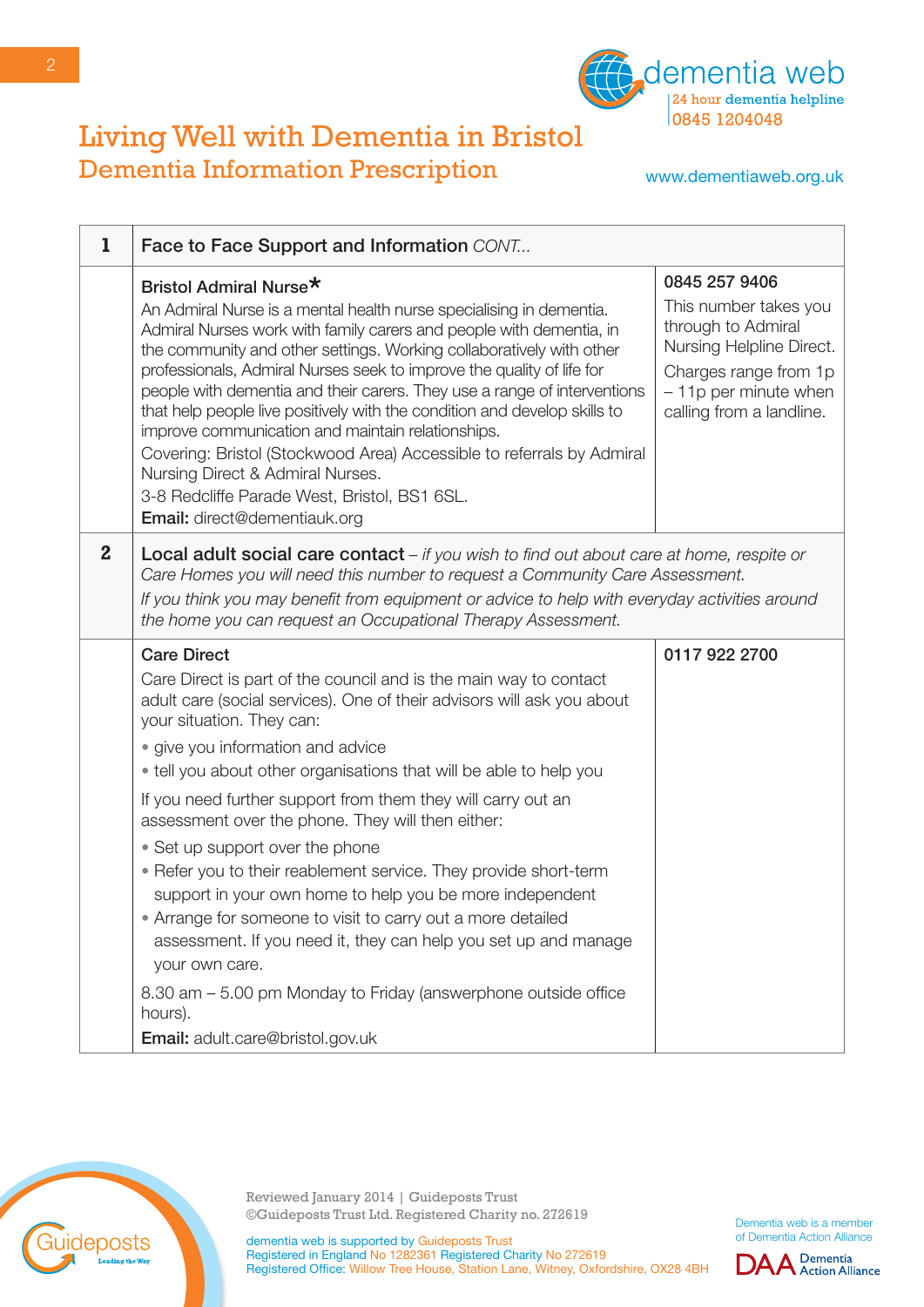# Living Well with Dementia in Bristol

## Dementia Information Prescription

dementia web
24 hour dementia helpline
0845 1204048

www.dementiaweb.org.uk

| | | |
|---|---|---|
| **1** | **Face to Face Support and Information** *CONT...* | |
| | **Bristol Admiral Nurse*** An Admiral Nurse is a mental health nurse specialising in dementia. Admiral Nurses work with family carers and people with dementia, in the community and other settings. Working collaboratively with other professionals, Admiral Nurses seek to improve the quality of life for people with dementia and their carers. They use a range of interventions that help people live positively with the condition and develop skills to improve communication and maintain relationships. Covering: Bristol (Stockwood Area) Accessible to referrals by Admiral Nursing Direct & Admiral Nurses. 3-8 Redcliffe Parade West, Bristol, BS1 6SL. **Email:** direct@dementiauk.org | **0845 257 9406** This number takes you through to Admiral Nursing Helpline Direct. Charges range from 1p – 11p per minute when calling from a landline. |
| **2** | **Local adult social care contact** – *if you wish to find out about care at home, respite or Care Homes you will need this number to request a Community Care Assessment.* *If you think you may benefit from equipment or advice to help with everyday activities around the home you can request an Occupational Therapy Assessment.* | |
| | **Care Direct** Care Direct is part of the council and is the main way to contact adult care (social services). One of their advisors will ask you about your situation. They can: <br>• give you information and advice <br>• tell you about other organisations that will be able to help you <br>If you need further support from them they will carry out an assessment over the phone. They will then either: <br>• Set up support over the phone <br>• Refer you to their reablement service. They provide short-term support in your own home to help you be more independent <br>• Arrange for someone to visit to carry out a more detailed assessment. If you need it, they can help you set up and manage your own care. <br>8.30 am – 5.00 pm Monday to Friday (answerphone outside office hours). <br>**Email:** adult.care@bristol.gov.uk | **0117 922 2700** |

Reviewed January 2014 | Guideposts Trust
©Guideposts Trust Ltd. Registered Charity no. 272619

dementia web is supported by Guideposts Trust
Registered in England No 1282361 Registered Charity No 272619
Registered Office: Willow Tree House, Station Lane, Witney, Oxfordshire, OX28 4BH

Dementia web is a member of Dementia Action Alliance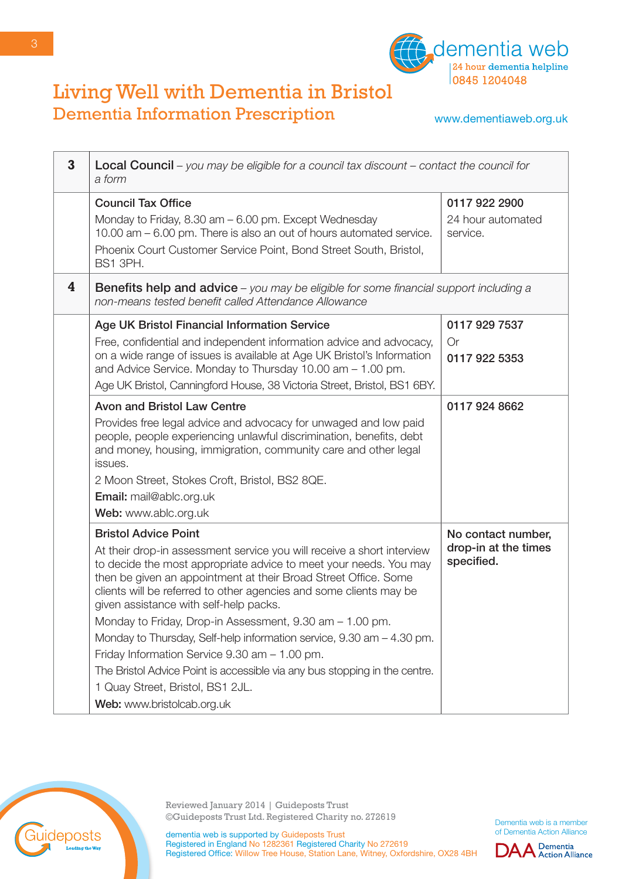# Living Well with Dementia in Bristol

## Dementia Information Prescription

dementia web
24 hour dementia helpline 0845 1204048
www.dementiaweb.org.uk

| | | |
|---|---|---|
| **3** | **Local Council** – *you may be eligible for a council tax discount – contact the council for a form* | |
| | **Council Tax Office**<br>Monday to Friday, 8.30 am – 6.00 pm. Except Wednesday 10.00 am – 6.00 pm. There is also an out of hours automated service.<br>Phoenix Court Customer Service Point, Bond Street South, Bristol, BS1 3PH. | **0117 922 2900**<br>24 hour automated service. |
| **4** | **Benefits help and advice** – *you may be eligible for some financial support including a non-means tested benefit called Attendance Allowance* | |
| | **Age UK Bristol Financial Information Service**<br>Free, confidential and independent information advice and advocacy, on a wide range of issues is available at Age UK Bristol's Information and Advice Service. Monday to Thursday 10.00 am – 1.00 pm.<br>Age UK Bristol, Canningford House, 38 Victoria Street, Bristol, BS1 6BY. | **0117 929 7537**<br>Or<br>**0117 922 5353** |
| | **Avon and Bristol Law Centre**<br>Provides free legal advice and advocacy for unwaged and low paid people, people experiencing unlawful discrimination, benefits, debt and money, housing, immigration, community care and other legal issues.<br>2 Moon Street, Stokes Croft, Bristol, BS2 8QE.<br>**Email:** mail@ablc.org.uk<br>**Web:** www.ablc.org.uk | **0117 924 8662** |
| | **Bristol Advice Point**<br>At their drop-in assessment service you will receive a short interview to decide the most appropriate advice to meet your needs. You may then be given an appointment at their Broad Street Office. Some clients will be referred to other agencies and some clients may be given assistance with self-help packs.<br>Monday to Friday, Drop-in Assessment, 9.30 am – 1.00 pm.<br>Monday to Thursday, Self-help information service, 9.30 am – 4.30 pm.<br>Friday Information Service 9.30 am – 1.00 pm.<br>The Bristol Advice Point is accessible via any bus stopping in the centre.<br>1 Quay Street, Bristol, BS1 2JL.<br>**Web:** www.bristolcab.org.uk | **No contact number, drop-in at the times specified.** |

Reviewed January 2014 | Guideposts Trust
©Guideposts Trust Ltd. Registered Charity no. 272619

dementia web is supported by Guideposts Trust
Registered in England No 1282361 Registered Charity No 272619
Registered Office: Willow Tree House, Station Lane, Witney, Oxfordshire, OX28 4BH

Dementia web is a member of Dementia Action Alliance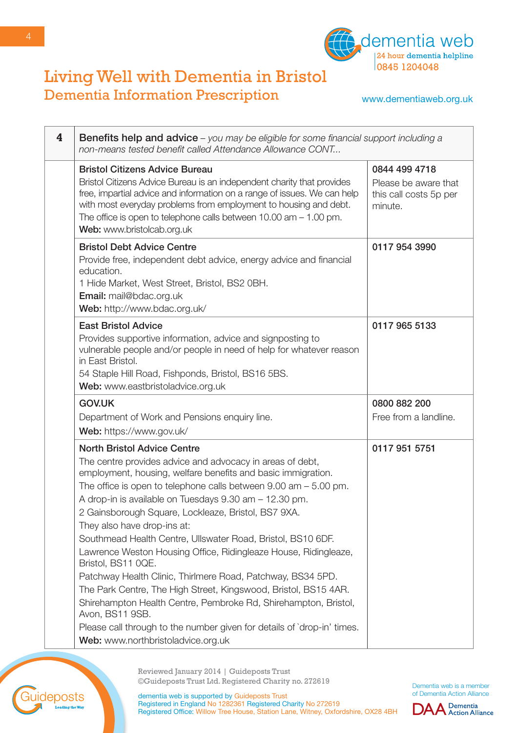# Living Well with Dementia in Bristol

## Dementia Information Prescription

dementia web
24 hour dementia helpline
0845 1204048

www.dementiaweb.org.uk

| 4 | **Benefits help and advice** – *you may be eligible for some financial support including a non-means tested benefit called Attendance Allowance CONT...* | |
|---|---|---|
| | **Bristol Citizens Advice Bureau**<br>Bristol Citizens Advice Bureau is an independent charity that provides free, impartial advice and information on a range of issues. We can help with most everyday problems from employment to housing and debt.<br>The office is open to telephone calls between 10.00 am – 1.00 pm.<br>**Web:** www.bristolcab.org.uk | **0844 499 4718**<br>Please be aware that this call costs 5p per minute. |
| | **Bristol Debt Advice Centre**<br>Provide free, independent debt advice, energy advice and financial education.<br>1 Hide Market, West Street, Bristol, BS2 0BH.<br>**Email:** mail@bdac.org.uk<br>**Web:** http://www.bdac.org.uk/ | **0117 954 3990** |
| | **East Bristol Advice**<br>Provides supportive information, advice and signposting to vulnerable people and/or people in need of help for whatever reason in East Bristol.<br>54 Staple Hill Road, Fishponds, Bristol, BS16 5BS.<br>**Web:** www.eastbristoladvice.org.uk | **0117 965 5133** |
| | **GOV.UK**<br>Department of Work and Pensions enquiry line.<br>**Web:** https://www.gov.uk/ | **0800 882 200**<br>Free from a landline. |
| | **North Bristol Advice Centre**<br>The centre provides advice and advocacy in areas of debt, employment, housing, welfare benefits and basic immigration.<br>The office is open to telephone calls between 9.00 am – 5.00 pm.<br>A drop-in is available on Tuesdays 9.30 am – 12.30 pm.<br>2 Gainsborough Square, Lockleaze, Bristol, BS7 9XA.<br>They also have drop-ins at:<br>Southmead Health Centre, Ullswater Road, Bristol, BS10 6DF.<br>Lawrence Weston Housing Office, Ridingleaze House, Ridingleaze, Bristol, BS11 0QE.<br>Patchway Health Clinic, Thirlmere Road, Patchway, BS34 5PD.<br>The Park Centre, The High Street, Kingswood, Bristol, BS15 4AR.<br>Shirehampton Health Centre, Pembroke Rd, Shirehampton, Bristol, Avon, BS11 9SB.<br>Please call through to the number given for details of `drop-in' times.<br>**Web:** www.northbristoladvice.org.uk | **0117 951 5751** |

Reviewed January 2014 | Guideposts Trust
©Guideposts Trust Ltd. Registered Charity no. 272619

dementia web is supported by Guideposts Trust
Registered in England No 1282361 Registered Charity No 272619
Registered Office: Willow Tree House, Station Lane, Witney, Oxfordshire, OX28 4BH

Dementia web is a member of Dementia Action Alliance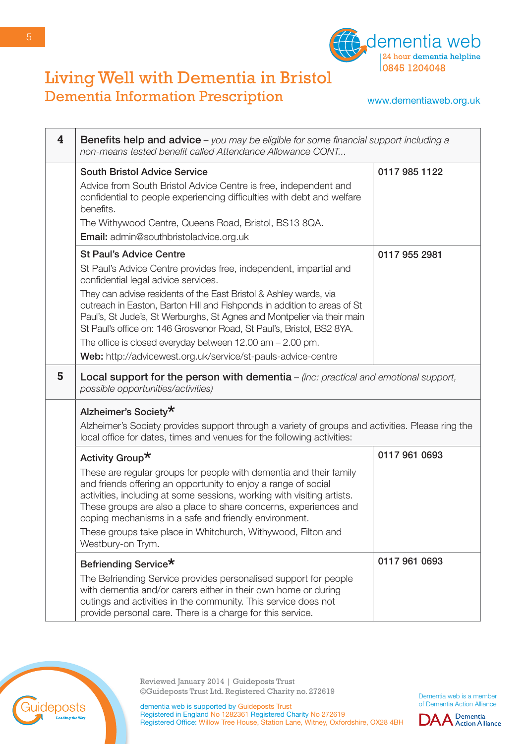# Living Well with Dementia in Bristol

## Dementia Information Prescription

| | | |
|---|---|---|
| **4** | **Benefits help and advice** – *you may be eligible for some financial support including a non-means tested benefit called Attendance Allowance CONT...* | |
| | **South Bristol Advice Service**<br>Advice from South Bristol Advice Centre is free, independent and confidential to people experiencing difficulties with debt and welfare benefits.<br>The Withywood Centre, Queens Road, Bristol, BS13 8QA.<br>**Email:** admin@southbristoladvice.org.uk | 0117 985 1122 |
| | **St Paul's Advice Centre**<br>St Paul's Advice Centre provides free, independent, impartial and confidential legal advice services.<br>They can advise residents of the East Bristol & Ashley wards, via outreach in Easton, Barton Hill and Fishponds in addition to areas of St Paul's, St Jude's, St Werburghs, St Agnes and Montpelier via their main St Paul's office on: 146 Grosvenor Road, St Paul's, Bristol, BS2 8YA.<br>The office is closed everyday between 12.00 am – 2.00 pm.<br>**Web:** http://advicewest.org.uk/service/st-pauls-advice-centre | 0117 955 2981 |
| **5** | **Local support for the person with dementia** – *(inc: practical and emotional support, possible opportunities/activities)* | |
| | **Alzheimer's Society*** <br>Alzheimer's Society provides support through a variety of groups and activities. Please ring the local office for dates, times and venues for the following activities: | |
| | **Activity Group*** <br>These are regular groups for people with dementia and their family and friends offering an opportunity to enjoy a range of social activities, including at some sessions, working with visiting artists. These groups are also a place to share concerns, experiences and coping mechanisms in a safe and friendly environment.<br>These groups take place in Whitchurch, Withywood, Filton and Westbury-on Trym. | 0117 961 0693 |
| | **Befriending Service*** <br>The Befriending Service provides personalised support for people with dementia and/or carers either in their own home or during outings and activities in the community. This service does not provide personal care. There is a charge for this service. | 0117 961 0693 |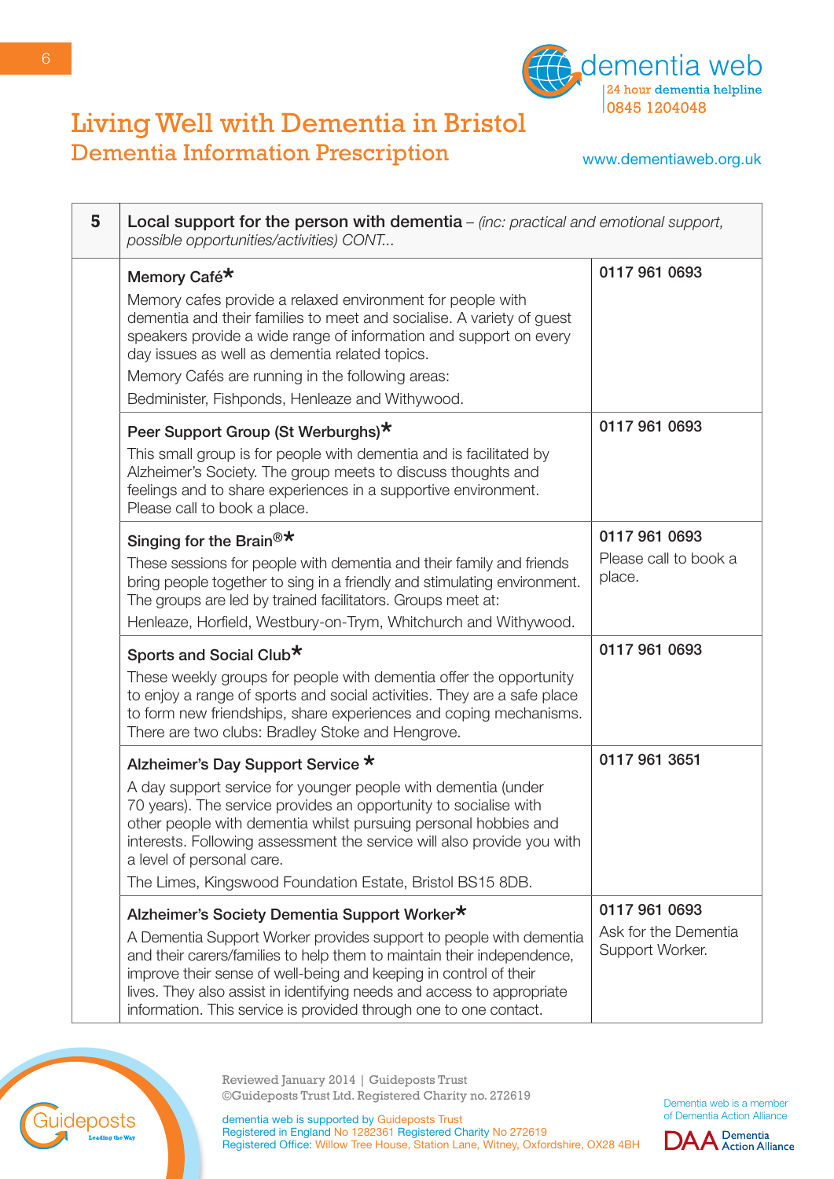# Living Well with Dementia in Bristol

## Dementia Information Prescription

dementia web
24 hour dementia helpline
0845 1204048
www.dementiaweb.org.uk

| 5 | **Local support for the person with dementia** – *(inc: practical and emotional support, possible opportunities/activities) CONT...* | |
|---|---|---|
| | **Memory Café*** <br> Memory cafes provide a relaxed environment for people with dementia and their families to meet and socialise. A variety of guest speakers provide a wide range of information and support on every day issues as well as dementia related topics. <br> Memory Cafés are running in the following areas: <br> Bedminister, Fishponds, Henleaze and Withywood. | **0117 961 0693** |
| | **Peer Support Group (St Werburghs)*** <br> This small group is for people with dementia and is facilitated by Alzheimer's Society. The group meets to discuss thoughts and feelings and to share experiences in a supportive environment. Please call to book a place. | **0117 961 0693** |
| | **Singing for the Brain®*** <br> These sessions for people with dementia and their family and friends bring people together to sing in a friendly and stimulating environment. The groups are led by trained facilitators. Groups meet at: <br> Henleaze, Horfield, Westbury-on-Trym, Whitchurch and Withywood. | **0117 961 0693** <br> Please call to book a place. |
| | **Sports and Social Club*** <br> These weekly groups for people with dementia offer the opportunity to enjoy a range of sports and social activities. They are a safe place to form new friendships, share experiences and coping mechanisms. There are two clubs: Bradley Stoke and Hengrove. | **0117 961 0693** |
| | **Alzheimer's Day Support Service *** <br> A day support service for younger people with dementia (under 70 years). The service provides an opportunity to socialise with other people with dementia whilst pursuing personal hobbies and interests. Following assessment the service will also provide you with a level of personal care. <br> The Limes, Kingswood Foundation Estate, Bristol BS15 8DB. | **0117 961 3651** |
| | **Alzheimer's Society Dementia Support Worker*** <br> A Dementia Support Worker provides support to people with dementia and their carers/families to help them to maintain their independence, improve their sense of well-being and keeping in control of their lives. They also assist in identifying needs and access to appropriate information. This service is provided through one to one contact. | **0117 961 0693** <br> Ask for the Dementia Support Worker. |

Reviewed January 2014 | Guideposts Trust
©Guideposts Trust Ltd. Registered Charity no. 272619

dementia web is supported by Guideposts Trust
Registered in England No 1282361 Registered Charity No 272619
Registered Office: Willow Tree House, Station Lane, Witney, Oxfordshire, OX28 4BH

Dementia web is a member of Dementia Action Alliance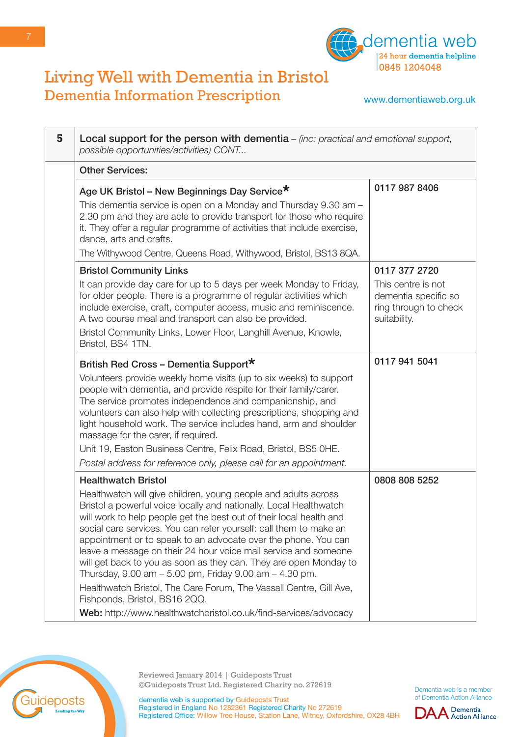# Living Well with Dementia in Bristol

## Dementia Information Prescription

dementia web
24 hour dementia helpline
0845 1204048

www.dementiaweb.org.uk

| 5 | **Local support for the person with dementia** – *(inc: practical and emotional support, possible opportunities/activities) CONT...* | |
|---|---|---|
| | **Other Services:** | |
| | **Age UK Bristol – New Beginnings Day Service*** <br> This dementia service is open on a Monday and Thursday 9.30 am – 2.30 pm and they are able to provide transport for those who require it. They offer a regular programme of activities that include exercise, dance, arts and crafts. <br> The Withywood Centre, Queens Road, Withywood, Bristol, BS13 8QA. | **0117 987 8406** |
| | **Bristol Community Links** <br> It can provide day care for up to 5 days per week Monday to Friday, for older people. There is a programme of regular activities which include exercise, craft, computer access, music and reminiscence. A two course meal and transport can also be provided. <br> Bristol Community Links, Lower Floor, Langhill Avenue, Knowle, Bristol, BS4 1TN. | **0117 377 2720** <br> This centre is not dementia specific so ring through to check suitability. |
| | **British Red Cross – Dementia Support*** <br> Volunteers provide weekly home visits (up to six weeks) to support people with dementia, and provide respite for their family/carer. The service promotes independence and companionship, and volunteers can also help with collecting prescriptions, shopping and light household work. The service includes hand, arm and shoulder massage for the carer, if required. <br> Unit 19, Easton Business Centre, Felix Road, Bristol, BS5 0HE. <br> *Postal address for reference only, please call for an appointment.* | **0117 941 5041** |
| | **Healthwatch Bristol** <br> Healthwatch will give children, young people and adults across Bristol a powerful voice locally and nationally. Local Healthwatch will work to help people get the best out of their local health and social care services. You can refer yourself: call them to make an appointment or to speak to an advocate over the phone. You can leave a message on their 24 hour voice mail service and someone will get back to you as soon as they can. They are open Monday to Thursday, 9.00 am – 5.00 pm, Friday 9.00 am – 4.30 pm. <br> Healthwatch Bristol, The Care Forum, The Vassall Centre, Gill Ave, Fishponds, Bristol, BS16 2QQ. <br> **Web:** http://www.healthwatchbristol.co.uk/find-services/advocacy | **0808 808 5252** |

Reviewed January 2014 | Guideposts Trust
©Guideposts Trust Ltd. Registered Charity no. 272619

dementia web is supported by Guideposts Trust
Registered in England No 1282361 Registered Charity No 272619
Registered Office: Willow Tree House, Station Lane, Witney, Oxfordshire, OX28 4BH

Dementia web is a member of Dementia Action Alliance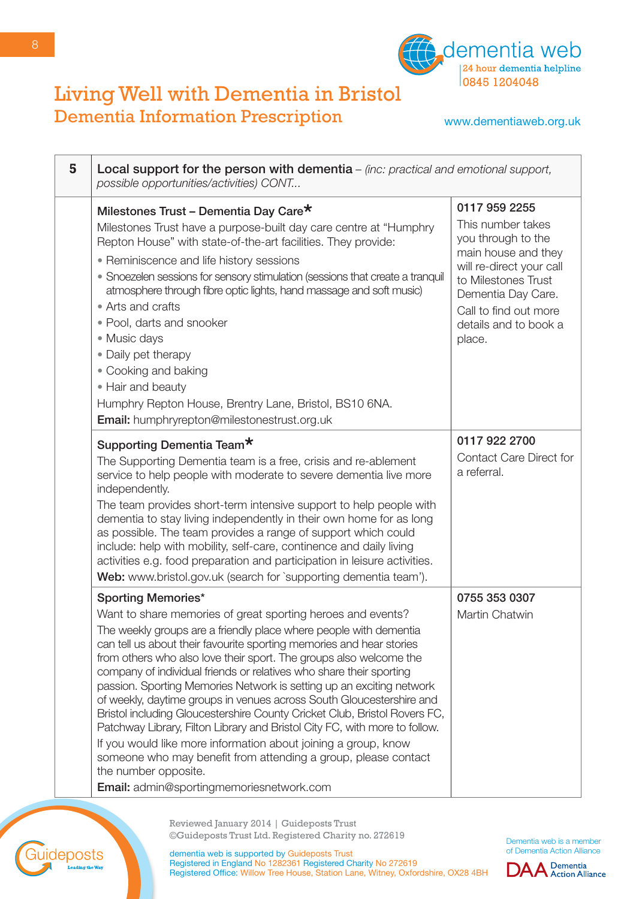# Living Well with Dementia in Bristol
## Dementia Information Prescription

dementia web
24 hour dementia helpline
0845 1204048

www.dementiaweb.org.uk

| 5 | Local support for the person with dementia – *(inc: practical and emotional support, possible opportunities/activities) CONT...* | |
|---|---|---|
| | **Milestones Trust – Dementia Day Care*** <br> Milestones Trust have a purpose-built day care centre at "Humphry Repton House" with state-of-the-art facilities. They provide: <br> • Reminiscence and life history sessions <br> • Snoezelen sessions for sensory stimulation (sessions that create a tranquil atmosphere through fibre optic lights, hand massage and soft music) <br> • Arts and crafts <br> • Pool, darts and snooker <br> • Music days <br> • Daily pet therapy <br> • Cooking and baking <br> • Hair and beauty <br> Humphry Repton House, Brentry Lane, Bristol, BS10 6NA. <br> **Email:** humphryrepton@milestonestrust.org.uk | **0117 959 2255** <br> This number takes you through to the main house and they will re-direct your call to Milestones Trust Dementia Day Care. <br> Call to find out more details and to book a place. |
| | **Supporting Dementia Team*** <br> The Supporting Dementia team is a free, crisis and re-ablement service to help people with moderate to severe dementia live more independently. <br> The team provides short-term intensive support to help people with dementia to stay living independently in their own home for as long as possible. The team provides a range of support which could include: help with mobility, self-care, continence and daily living activities e.g. food preparation and participation in leisure activities. <br> **Web:** www.bristol.gov.uk (search for `supporting dementia team'). | **0117 922 2700** <br> Contact Care Direct for a referral. |
| | **Sporting Memories*** <br> Want to share memories of great sporting heroes and events? <br> The weekly groups are a friendly place where people with dementia can tell us about their favourite sporting memories and hear stories from others who also love their sport. The groups also welcome the company of individual friends or relatives who share their sporting passion. Sporting Memories Network is setting up an exciting network of weekly, daytime groups in venues across South Gloucestershire and Bristol including Gloucestershire County Cricket Club, Bristol Rovers FC, Patchway Library, Filton Library and Bristol City FC, with more to follow. <br> If you would like more information about joining a group, know someone who may benefit from attending a group, please contact the number opposite. <br> **Email:** admin@sportingmemoriesnetwork.com | **0755 353 0307** <br> Martin Chatwin |

Reviewed January 2014 | Guideposts Trust
©Guideposts Trust Ltd. Registered Charity no. 272619

dementia web is supported by Guideposts Trust
Registered in England No 1282361 Registered Charity No 272619
Registered Office: Willow Tree House, Station Lane, Witney, Oxfordshire, OX28 4BH

Dementia web is a member of Dementia Action Alliance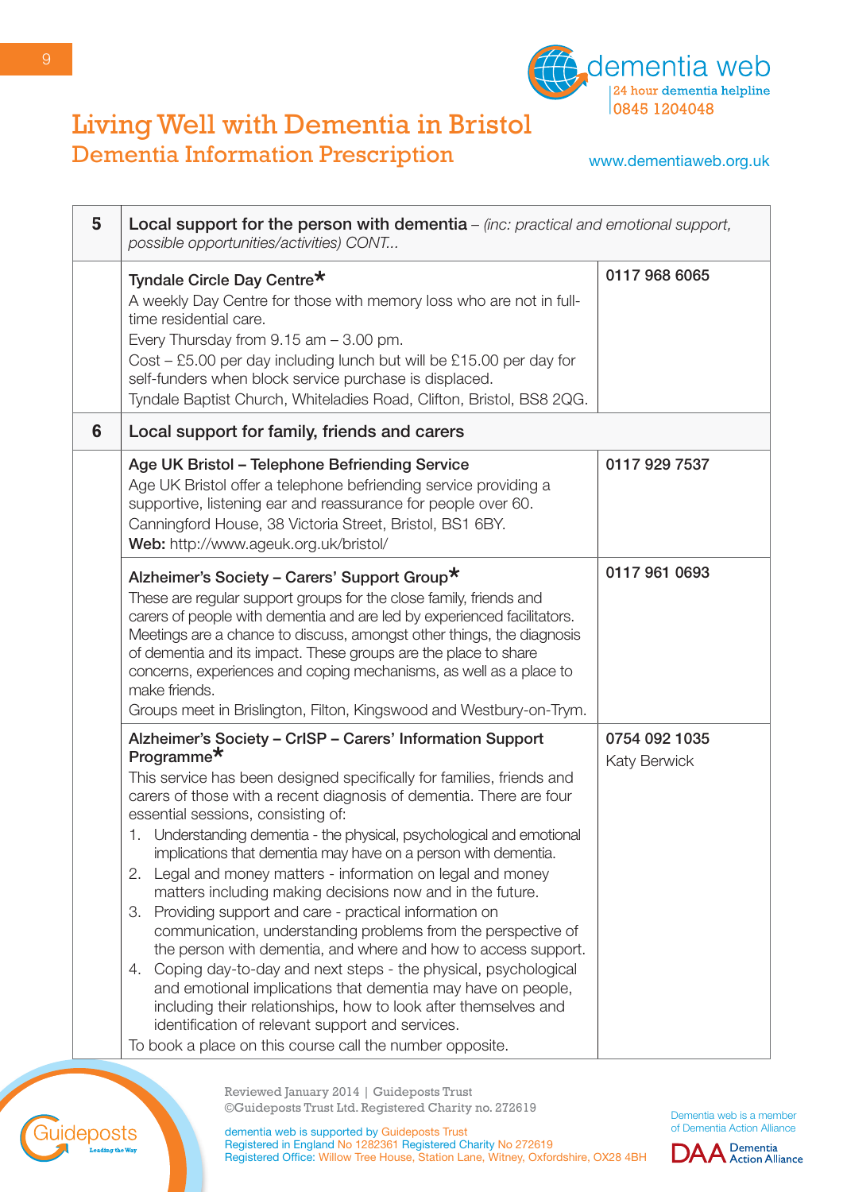# Living Well with Dementia in Bristol

## Dementia Information Prescription

dementia web
24 hour dementia helpline
0845 1204048
www.dementiaweb.org.uk

| | | |
|---|---|---|
| **5** | **Local support for the person with dementia** – *(inc: practical and emotional support, possible opportunities/activities) CONT...* | |
| | **Tyndale Circle Day Centre***<br>A weekly Day Centre for those with memory loss who are not in full-time residential care.<br>Every Thursday from 9.15 am – 3.00 pm.<br>Cost – £5.00 per day including lunch but will be £15.00 per day for self-funders when block service purchase is displaced.<br>Tyndale Baptist Church, Whiteladies Road, Clifton, Bristol, BS8 2QG. | **0117 968 6065** |
| **6** | **Local support for family, friends and carers** | |
| | **Age UK Bristol – Telephone Befriending Service**<br>Age UK Bristol offer a telephone befriending service providing a supportive, listening ear and reassurance for people over 60.<br>Canningford House, 38 Victoria Street, Bristol, BS1 6BY.<br>**Web:** http://www.ageuk.org.uk/bristol/ | **0117 929 7537** |
| | **Alzheimer's Society – Carers' Support Group***<br>These are regular support groups for the close family, friends and carers of people with dementia and are led by experienced facilitators. Meetings are a chance to discuss, amongst other things, the diagnosis of dementia and its impact. These groups are the place to share concerns, experiences and coping mechanisms, as well as a place to make friends.<br>Groups meet in Brislington, Filton, Kingswood and Westbury-on-Trym. | **0117 961 0693** |
| | **Alzheimer's Society – CrISP – Carers' Information Support Programme***<br>This service has been designed specifically for families, friends and carers of those with a recent diagnosis of dementia. There are four essential sessions, consisting of:<br>1. Understanding dementia - the physical, psychological and emotional implications that dementia may have on a person with dementia.<br>2. Legal and money matters - information on legal and money matters including making decisions now and in the future.<br>3. Providing support and care - practical information on communication, understanding problems from the perspective of the person with dementia, and where and how to access support.<br>4. Coping day-to-day and next steps - the physical, psychological and emotional implications that dementia may have on people, including their relationships, how to look after themselves and identification of relevant support and services.<br>To book a place on this course call the number opposite. | **0754 092 1035**<br>Katy Berwick |

Reviewed January 2014 | Guideposts Trust
©Guideposts Trust Ltd. Registered Charity no. 272619

dementia web is supported by Guideposts Trust
Registered in England No 1282361 Registered Charity No 272619
Registered Office: Willow Tree House, Station Lane, Witney, Oxfordshire, OX28 4BH

Dementia web is a member of Dementia Action Alliance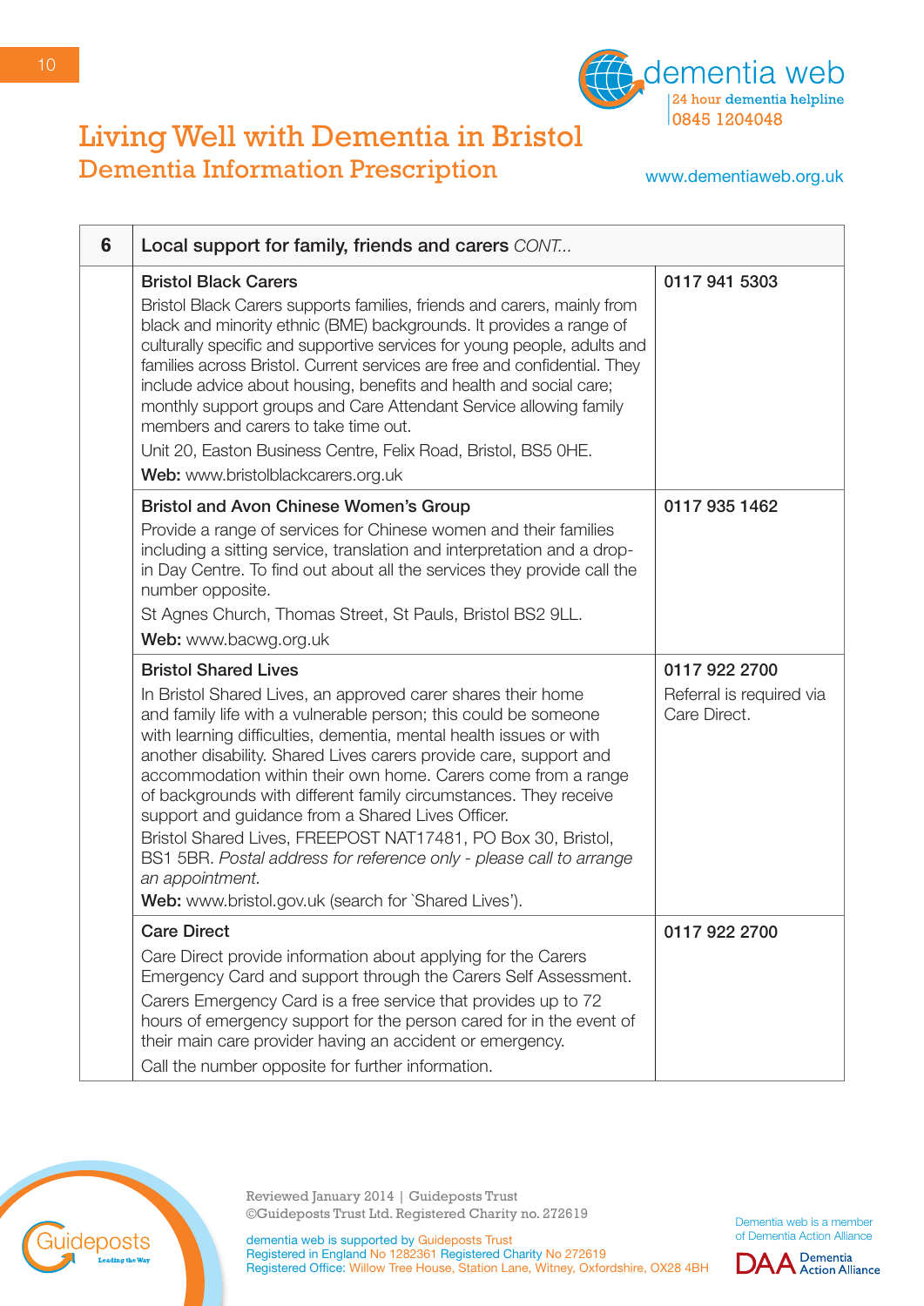| 6 | Local support for family, friends and carers *CONT...* | |
|---|---|---|
| | **Bristol Black Carers**<br>Bristol Black Carers supports families, friends and carers, mainly from black and minority ethnic (BME) backgrounds. It provides a range of culturally specific and supportive services for young people, adults and families across Bristol. Current services are free and confidential. They include advice about housing, benefits and health and social care; monthly support groups and Care Attendant Service allowing family members and carers to take time out.<br>Unit 20, Easton Business Centre, Felix Road, Bristol, BS5 0HE.<br>**Web:** www.bristolblackcarers.org.uk | **0117 941 5303** |
| | **Bristol and Avon Chinese Women's Group**<br>Provide a range of services for Chinese women and their families including a sitting service, translation and interpretation and a drop-in Day Centre. To find out about all the services they provide call the number opposite.<br>St Agnes Church, Thomas Street, St Pauls, Bristol BS2 9LL.<br>**Web:** www.bacwg.org.uk | **0117 935 1462** |
| | **Bristol Shared Lives**<br>In Bristol Shared Lives, an approved carer shares their home and family life with a vulnerable person; this could be someone with learning difficulties, dementia, mental health issues or with another disability. Shared Lives carers provide care, support and accommodation within their own home. Carers come from a range of backgrounds with different family circumstances. They receive support and guidance from a Shared Lives Officer.<br>Bristol Shared Lives, FREEPOST NAT17481, PO Box 30, Bristol, BS1 5BR. *Postal address for reference only - please call to arrange an appointment.*<br>**Web:** www.bristol.gov.uk (search for `Shared Lives'). | **0117 922 2700**<br>Referral is required via Care Direct. |
| | **Care Direct**<br>Care Direct provide information about applying for the Carers Emergency Card and support through the Carers Self Assessment.<br>Carers Emergency Card is a free service that provides up to 72 hours of emergency support for the person cared for in the event of their main care provider having an accident or emergency.<br>Call the number opposite for further information. | **0117 922 2700** |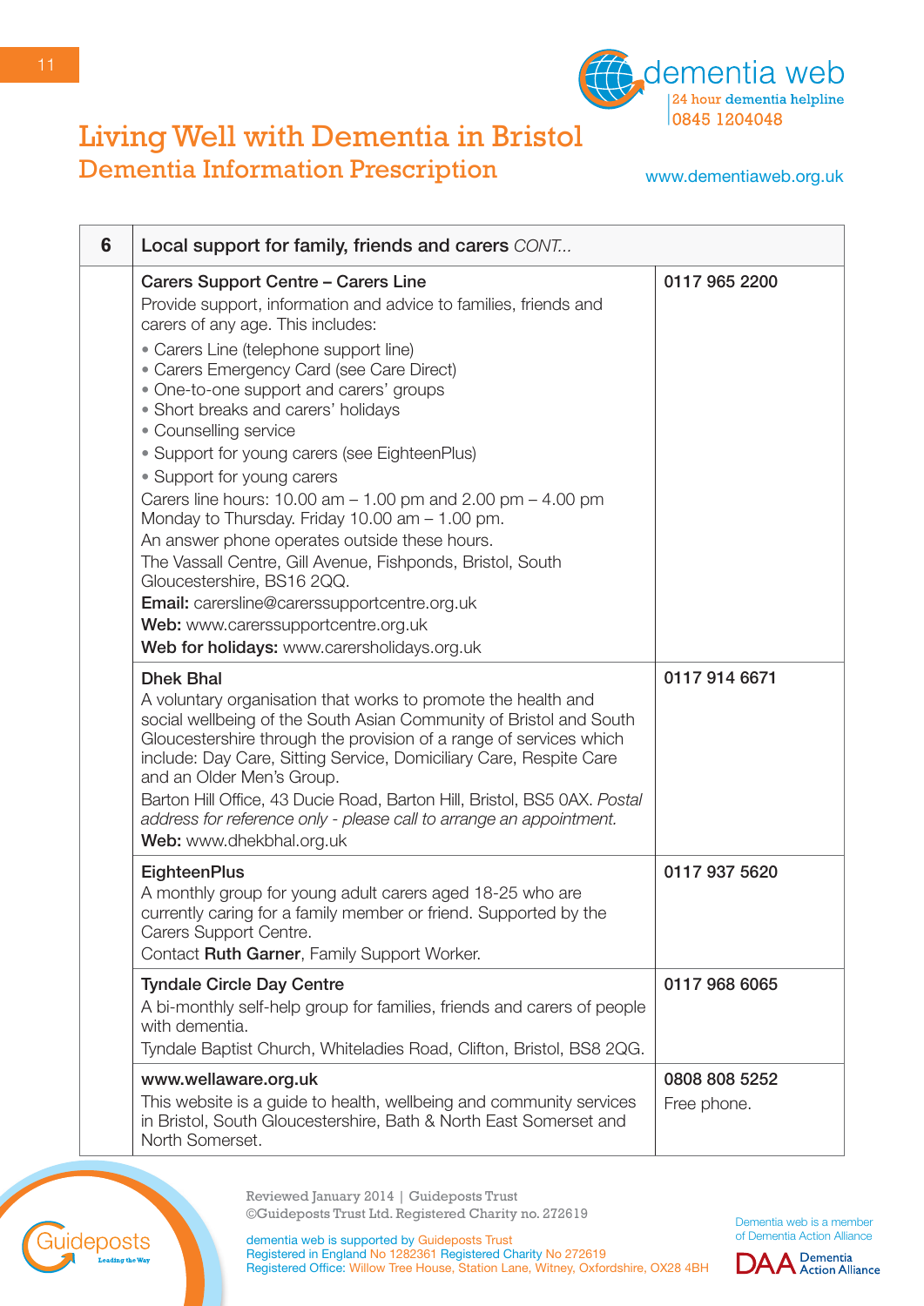# Living Well with Dementia in Bristol
## Dementia Information Prescription

| 6 | Local support for family, friends and carers *CONT...* | |
|---|---|---|
| | **Carers Support Centre – Carers Line**<br>Provide support, information and advice to families, friends and carers of any age. This includes:<br>• Carers Line (telephone support line)<br>• Carers Emergency Card (see Care Direct)<br>• One-to-one support and carers' groups<br>• Short breaks and carers' holidays<br>• Counselling service<br>• Support for young carers (see EighteenPlus)<br>• Support for young carers<br>Carers line hours: 10.00 am – 1.00 pm and 2.00 pm – 4.00 pm Monday to Thursday. Friday 10.00 am – 1.00 pm.<br>An answer phone operates outside these hours.<br>The Vassall Centre, Gill Avenue, Fishponds, Bristol, South Gloucestershire, BS16 2QQ.<br>**Email:** carersline@carerssupportcentre.org.uk<br>**Web:** www.carerssupportcentre.org.uk<br>**Web for holidays:** www.carersholidays.org.uk | **0117 965 2200** |
| | **Dhek Bhal**<br>A voluntary organisation that works to promote the health and social wellbeing of the South Asian Community of Bristol and South Gloucestershire through the provision of a range of services which include: Day Care, Sitting Service, Domiciliary Care, Respite Care and an Older Men's Group.<br>Barton Hill Office, 43 Ducie Road, Barton Hill, Bristol, BS5 0AX. *Postal address for reference only - please call to arrange an appointment.*<br>**Web:** www.dhekbhal.org.uk | **0117 914 6671** |
| | **EighteenPlus**<br>A monthly group for young adult carers aged 18-25 who are currently caring for a family member or friend. Supported by the Carers Support Centre.<br>Contact **Ruth Garner**, Family Support Worker. | **0117 937 5620** |
| | **Tyndale Circle Day Centre**<br>A bi-monthly self-help group for families, friends and carers of people with dementia.<br>Tyndale Baptist Church, Whiteladies Road, Clifton, Bristol, BS8 2QG. | **0117 968 6065** |
| | **www.wellaware.org.uk**<br>This website is a guide to health, wellbeing and community services in Bristol, South Gloucestershire, Bath & North East Somerset and North Somerset. | **0808 808 5252**<br>Free phone. |

Reviewed January 2014 | Guideposts Trust
©Guideposts Trust Ltd. Registered Charity no. 272619

dementia web is supported by Guideposts Trust
Registered in England No 1282361 Registered Charity No 272619
Registered Office: Willow Tree House, Station Lane, Witney, Oxfordshire, OX28 4BH

Dementia web is a member of Dementia Action Alliance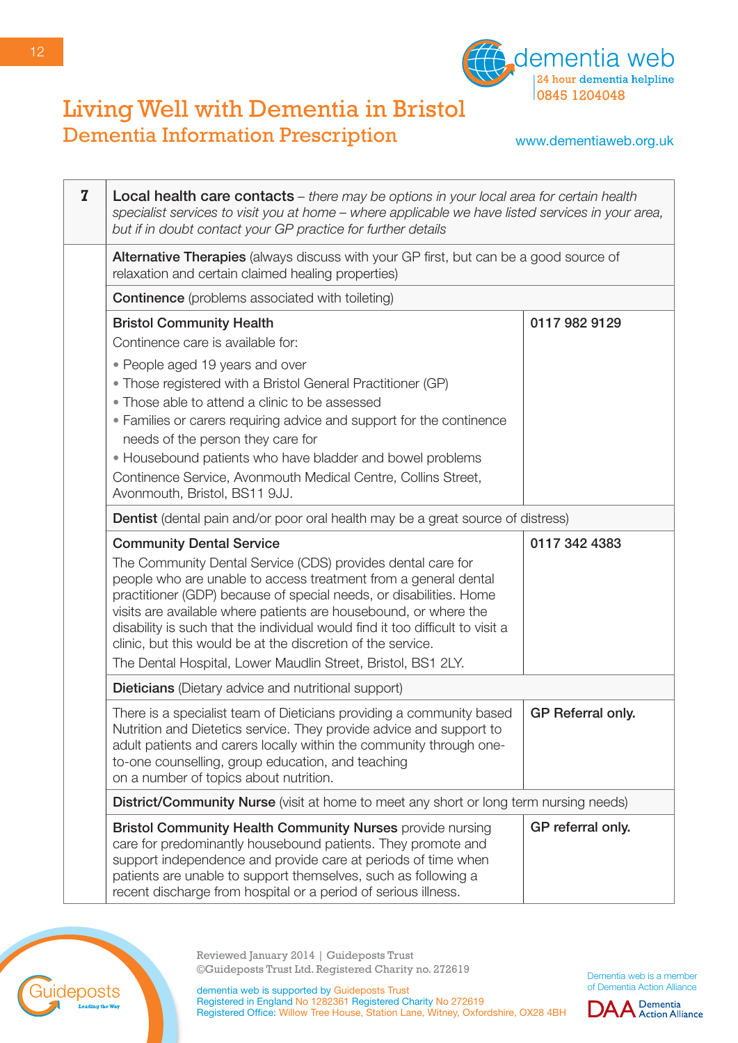# Living Well with Dementia in Bristol

## Dementia Information Prescription

dementia web
24 hour dementia helpline
0845 1204048

www.dementiaweb.org.uk

| **7** | **Local health care contacts** – *there may be options in your local area for certain health specialist services to visit you at home – where applicable we have listed services in your area, but if in doubt contact your GP practice for further details* | |
|---|---|---|
| | **Alternative Therapies** (always discuss with your GP first, but can be a good source of relaxation and certain claimed healing properties) | |
| | **Continence** (problems associated with toileting) | |
| | **Bristol Community Health**<br>Continence care is available for:<br>• People aged 19 years and over<br>• Those registered with a Bristol General Practitioner (GP)<br>• Those able to attend a clinic to be assessed<br>• Families or carers requiring advice and support for the continence needs of the person they care for<br>• Housebound patients who have bladder and bowel problems<br>Continence Service, Avonmouth Medical Centre, Collins Street, Avonmouth, Bristol, BS11 9JJ. | **0117 982 9129** |
| | **Dentist** (dental pain and/or poor oral health may be a great source of distress) | |
| | **Community Dental Service**<br>The Community Dental Service (CDS) provides dental care for people who are unable to access treatment from a general dental practitioner (GDP) because of special needs, or disabilities. Home visits are available where patients are housebound, or where the disability is such that the individual would find it too difficult to visit a clinic, but this would be at the discretion of the service.<br>The Dental Hospital, Lower Maudlin Street, Bristol, BS1 2LY. | **0117 342 4383** |
| | **Dieticians** (Dietary advice and nutritional support) | |
| | There is a specialist team of Dieticians providing a community based Nutrition and Dietetics service. They provide advice and support to adult patients and carers locally within the community through one-to-one counselling, group education, and teaching on a number of topics about nutrition. | **GP Referral only.** |
| | **District/Community Nurse** (visit at home to meet any short or long term nursing needs) | |
| | **Bristol Community Health Community Nurses** provide nursing care for predominantly housebound patients. They promote and support independence and provide care at periods of time when patients are unable to support themselves, such as following a recent discharge from hospital or a period of serious illness. | **GP referral only.** |

Reviewed January 2014 | Guideposts Trust
©Guideposts Trust Ltd. Registered Charity no. 272619

dementia web is supported by Guideposts Trust
Registered in England No 1282361 Registered Charity No 272619
Registered Office: Willow Tree House, Station Lane, Witney, Oxfordshire, OX28 4BH

Dementia web is a member of Dementia Action Alliance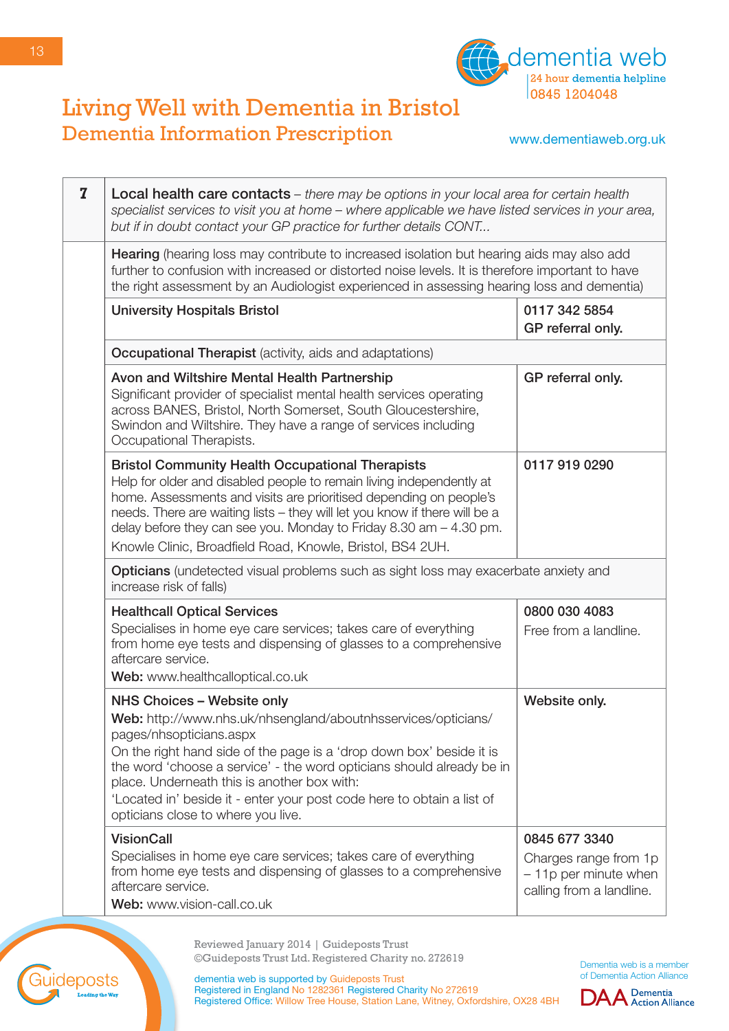# Living Well with Dementia in Bristol

## Dementia Information Prescription

dementia web
24 hour dementia helpline
0845 1204048

www.dementiaweb.org.uk

| 7 | **Local health care contacts** – *there may be options in your local area for certain health specialist services to visit you at home – where applicable we have listed services in your area, but if in doubt contact your GP practice for further details CONT...* | |
|---|---|---|
| | **Hearing** (hearing loss may contribute to increased isolation but hearing aids may also add further to confusion with increased or distorted noise levels. It is therefore important to have the right assessment by an Audiologist experienced in assessing hearing loss and dementia) | |
| | **University Hospitals Bristol** | **0117 342 5854**<br>**GP referral only.** |
| | **Occupational Therapist** (activity, aids and adaptations) | |
| | **Avon and Wiltshire Mental Health Partnership**<br>Significant provider of specialist mental health services operating across BANES, Bristol, North Somerset, South Gloucestershire, Swindon and Wiltshire. They have a range of services including Occupational Therapists. | **GP referral only.** |
| | **Bristol Community Health Occupational Therapists**<br>Help for older and disabled people to remain living independently at home. Assessments and visits are prioritised depending on people's needs. There are waiting lists – they will let you know if there will be a delay before they can see you. Monday to Friday 8.30 am – 4.30 pm.<br>Knowle Clinic, Broadfield Road, Knowle, Bristol, BS4 2UH. | **0117 919 0290** |
| | **Opticians** (undetected visual problems such as sight loss may exacerbate anxiety and increase risk of falls) | |
| | **Healthcall Optical Services**<br>Specialises in home eye care services; takes care of everything from home eye tests and dispensing of glasses to a comprehensive aftercare service.<br>**Web:** www.healthcalloptical.co.uk | **0800 030 4083**<br>Free from a landline. |
| | **NHS Choices – Website only**<br>**Web:** http://www.nhs.uk/nhsengland/aboutnhsservices/opticians/pages/nhsopticians.aspx<br>On the right hand side of the page is a 'drop down box' beside it is the word 'choose a service' - the word opticians should already be in place. Underneath this is another box with:<br>'Located in' beside it - enter your post code here to obtain a list of opticians close to where you live. | **Website only.** |
| | **VisionCall**<br>Specialises in home eye care services; takes care of everything from home eye tests and dispensing of glasses to a comprehensive aftercare service.<br>**Web:** www.vision-call.co.uk | **0845 677 3340**<br>Charges range from 1p – 11p per minute when calling from a landline. |

Reviewed January 2014 | Guideposts Trust
©Guideposts Trust Ltd. Registered Charity no. 272619

dementia web is supported by Guideposts Trust
Registered in England No 1282361 Registered Charity No 272619
Registered Office: Willow Tree House, Station Lane, Witney, Oxfordshire, OX28 4BH

Dementia web is a member of Dementia Action Alliance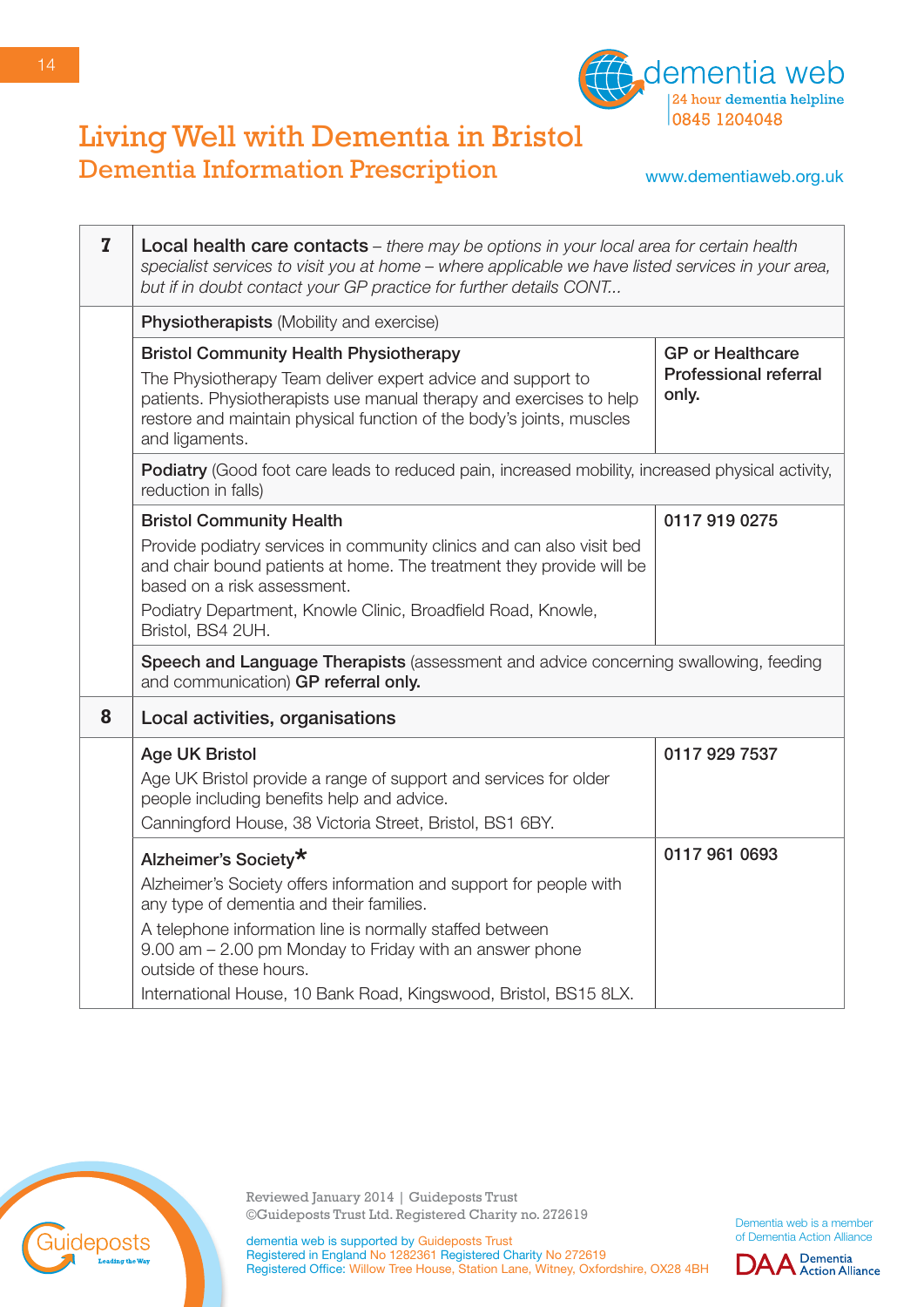# Living Well with Dementia in Bristol

## Dementia Information Prescription

dementia web
24 hour dementia helpline
0845 1204048

www.dementiaweb.org.uk

| | | |
|---|---|---|
| **7** | **Local health care contacts** – *there may be options in your local area for certain health specialist services to visit you at home – where applicable we have listed services in your area, but if in doubt contact your GP practice for further details CONT...* | |
| | **Physiotherapists** (Mobility and exercise) | |
| | **Bristol Community Health Physiotherapy**<br>The Physiotherapy Team deliver expert advice and support to patients. Physiotherapists use manual therapy and exercises to help restore and maintain physical function of the body's joints, muscles and ligaments. | **GP or Healthcare Professional referral only.** |
| | **Podiatry** (Good foot care leads to reduced pain, increased mobility, increased physical activity, reduction in falls) | |
| | **Bristol Community Health**<br>Provide podiatry services in community clinics and can also visit bed and chair bound patients at home. The treatment they provide will be based on a risk assessment.<br>Podiatry Department, Knowle Clinic, Broadfield Road, Knowle, Bristol, BS4 2UH. | **0117 919 0275** |
| | **Speech and Language Therapists** (assessment and advice concerning swallowing, feeding and communication) **GP referral only.** | |
| **8** | **Local activities, organisations** | |
| | **Age UK Bristol**<br>Age UK Bristol provide a range of support and services for older people including benefits help and advice.<br>Canningford House, 38 Victoria Street, Bristol, BS1 6BY. | **0117 929 7537** |
| | **Alzheimer's Society*** <br>Alzheimer's Society offers information and support for people with any type of dementia and their families.<br>A telephone information line is normally staffed between 9.00 am – 2.00 pm Monday to Friday with an answer phone outside of these hours.<br>International House, 10 Bank Road, Kingswood, Bristol, BS15 8LX. | **0117 961 0693** |

Reviewed January 2014 | Guideposts Trust
©Guideposts Trust Ltd. Registered Charity no. 272619

dementia web is supported by Guideposts Trust
Registered in England No 1282361 Registered Charity No 272619
Registered Office: Willow Tree House, Station Lane, Witney, Oxfordshire, OX28 4BH

Dementia web is a member of Dementia Action Alliance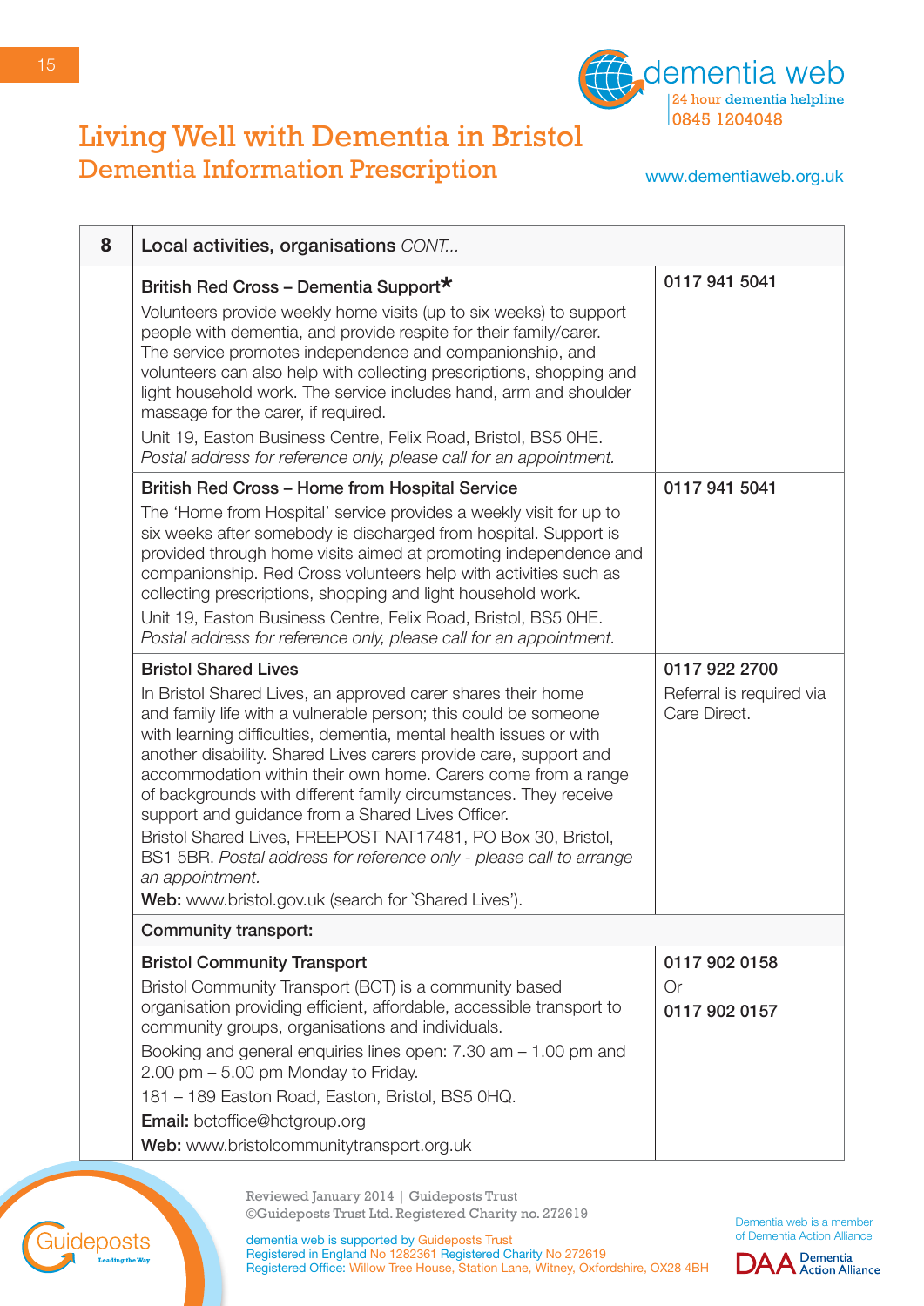| 8 | Local activities, organisations *CONT...* | |
|---|---|---|
| | **British Red Cross – Dementia Support*** <br> Volunteers provide weekly home visits (up to six weeks) to support people with dementia, and provide respite for their family/carer. The service promotes independence and companionship, and volunteers can also help with collecting prescriptions, shopping and light household work. The service includes hand, arm and shoulder massage for the carer, if required. <br> Unit 19, Easton Business Centre, Felix Road, Bristol, BS5 0HE. *Postal address for reference only, please call for an appointment.* | **0117 941 5041** |
| | **British Red Cross – Home from Hospital Service** <br> The 'Home from Hospital' service provides a weekly visit for up to six weeks after somebody is discharged from hospital. Support is provided through home visits aimed at promoting independence and companionship. Red Cross volunteers help with activities such as collecting prescriptions, shopping and light household work. <br> Unit 19, Easton Business Centre, Felix Road, Bristol, BS5 0HE. *Postal address for reference only, please call for an appointment.* | **0117 941 5041** |
| | **Bristol Shared Lives** <br> In Bristol Shared Lives, an approved carer shares their home and family life with a vulnerable person; this could be someone with learning difficulties, dementia, mental health issues or with another disability. Shared Lives carers provide care, support and accommodation within their own home. Carers come from a range of backgrounds with different family circumstances. They receive support and guidance from a Shared Lives Officer. <br> Bristol Shared Lives, FREEPOST NAT17481, PO Box 30, Bristol, BS1 5BR. *Postal address for reference only - please call to arrange an appointment.* <br> **Web:** www.bristol.gov.uk (search for `Shared Lives'). | **0117 922 2700** <br> Referral is required via Care Direct. |
| | **Community transport:** | |
| | **Bristol Community Transport** <br> Bristol Community Transport (BCT) is a community based organisation providing efficient, affordable, accessible transport to community groups, organisations and individuals. <br> Booking and general enquiries lines open: 7.30 am – 1.00 pm and 2.00 pm – 5.00 pm Monday to Friday. <br> 181 – 189 Easton Road, Easton, Bristol, BS5 0HQ. <br> **Email:** bctoffice@hctgroup.org <br> **Web:** www.bristolcommunitytransport.org.uk | **0117 902 0158** <br> Or <br> **0117 902 0157** |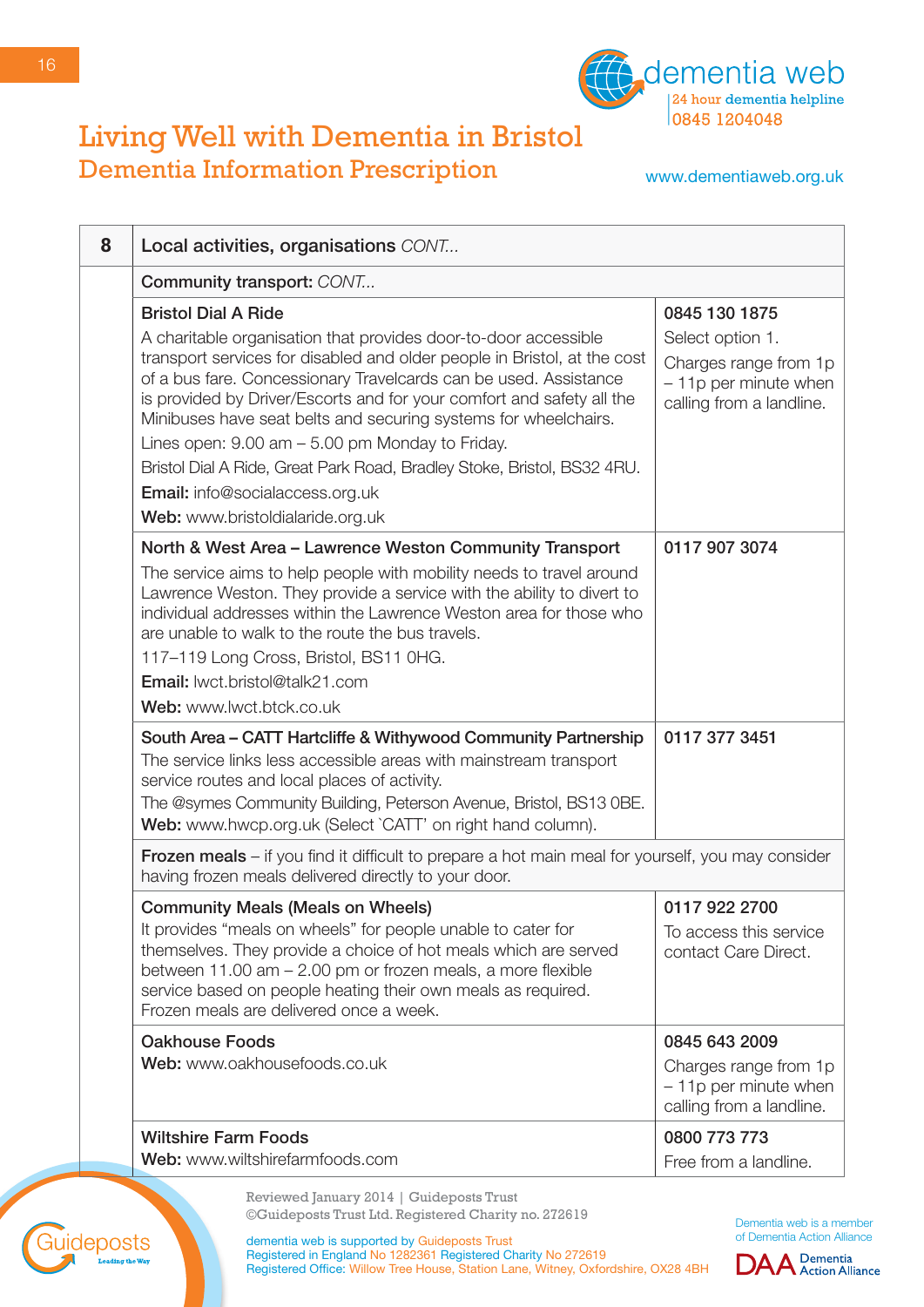# Living Well with Dementia in Bristol

## Dementia Information Prescription

dementia web
24 hour dementia helpline
0845 1204048

www.dementiaweb.org.uk

| 8 | Local activities, organisations *CONT...* | |
|---|---|---|
| | **Community transport:** *CONT...* | |
| | **Bristol Dial A Ride**<br>A charitable organisation that provides door-to-door accessible transport services for disabled and older people in Bristol, at the cost of a bus fare. Concessionary Travelcards can be used. Assistance is provided by Driver/Escorts and for your comfort and safety all the Minibuses have seat belts and securing systems for wheelchairs.<br>Lines open: 9.00 am – 5.00 pm Monday to Friday.<br>Bristol Dial A Ride, Great Park Road, Bradley Stoke, Bristol, BS32 4RU.<br>**Email:** info@socialaccess.org.uk<br>**Web:** www.bristoldialaride.org.uk | **0845 130 1875**<br>Select option 1.<br>Charges range from 1p – 11p per minute when calling from a landline. |
| | **North & West Area – Lawrence Weston Community Transport**<br>The service aims to help people with mobility needs to travel around Lawrence Weston. They provide a service with the ability to divert to individual addresses within the Lawrence Weston area for those who are unable to walk to the route the bus travels.<br>117–119 Long Cross, Bristol, BS11 0HG.<br>**Email:** lwct.bristol@talk21.com<br>**Web:** www.lwct.btck.co.uk | **0117 907 3074** |
| | **South Area – CATT Hartcliffe & Withywood Community Partnership**<br>The service links less accessible areas with mainstream transport service routes and local places of activity.<br>The @symes Community Building, Peterson Avenue, Bristol, BS13 0BE.<br>**Web:** www.hwcp.org.uk (Select 'CATT' on right hand column). | **0117 377 3451** |
| | **Frozen meals** – if you find it difficult to prepare a hot main meal for yourself, you may consider having frozen meals delivered directly to your door. | |
| | **Community Meals (Meals on Wheels)**<br>It provides "meals on wheels" for people unable to cater for themselves. They provide a choice of hot meals which are served between 11.00 am – 2.00 pm or frozen meals, a more flexible service based on people heating their own meals as required. Frozen meals are delivered once a week. | **0117 922 2700**<br>To access this service contact Care Direct. |
| | **Oakhouse Foods**<br>**Web:** www.oakhousefoods.co.uk | **0845 643 2009**<br>Charges range from 1p – 11p per minute when calling from a landline. |
| | **Wiltshire Farm Foods**<br>**Web:** www.wiltshirefarmfoods.com | **0800 773 773**<br>Free from a landline. |

Reviewed January 2014 | Guideposts Trust
©Guideposts Trust Ltd. Registered Charity no. 272619

dementia web is supported by Guideposts Trust
Registered in England No 1282361 Registered Charity No 272619
Registered Office: Willow Tree House, Station Lane, Witney, Oxfordshire, OX28 4BH

Dementia web is a member of Dementia Action Alliance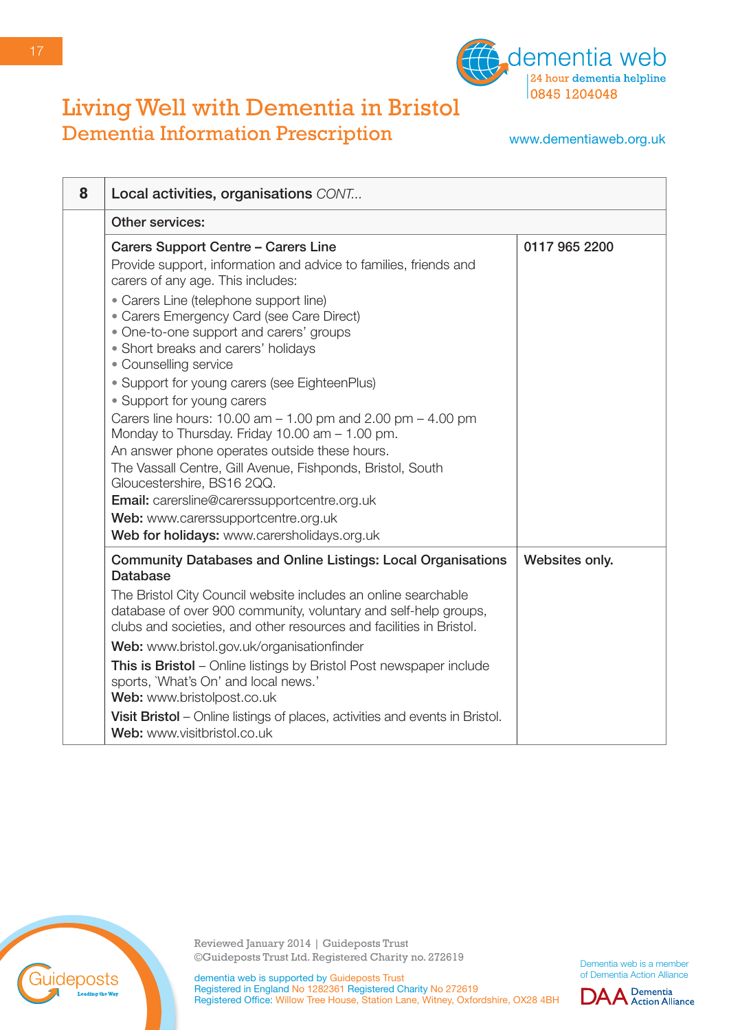# Living Well with Dementia in Bristol

## Dementia Information Prescription

| 8 | Local activities, organisations *CONT...* | |
|---|---|---|
| | **Other services:** | |
| | **Carers Support Centre – Carers Line**<br>Provide support, information and advice to families, friends and carers of any age. This includes:<br>• Carers Line (telephone support line)<br>• Carers Emergency Card (see Care Direct)<br>• One-to-one support and carers' groups<br>• Short breaks and carers' holidays<br>• Counselling service<br>• Support for young carers (see EighteenPlus)<br>• Support for young carers<br>Carers line hours: 10.00 am – 1.00 pm and 2.00 pm – 4.00 pm Monday to Thursday. Friday 10.00 am – 1.00 pm.<br>An answer phone operates outside these hours.<br>The Vassall Centre, Gill Avenue, Fishponds, Bristol, South Gloucestershire, BS16 2QQ.<br>**Email:** carersline@carerssupportcentre.org.uk<br>**Web:** www.carerssupportcentre.org.uk<br>**Web for holidays:** www.carersholidays.org.uk | 0117 965 2200 |
| | **Community Databases and Online Listings: Local Organisations Database**<br>The Bristol City Council website includes an online searchable database of over 900 community, voluntary and self-help groups, clubs and societies, and other resources and facilities in Bristol.<br>**Web:** www.bristol.gov.uk/organisationfinder<br>**This is Bristol** – Online listings by Bristol Post newspaper include sports, 'What's On' and local news.'<br>**Web:** www.bristolpost.co.uk<br>**Visit Bristol** – Online listings of places, activities and events in Bristol.<br>**Web:** www.visitbristol.co.uk | Websites only. |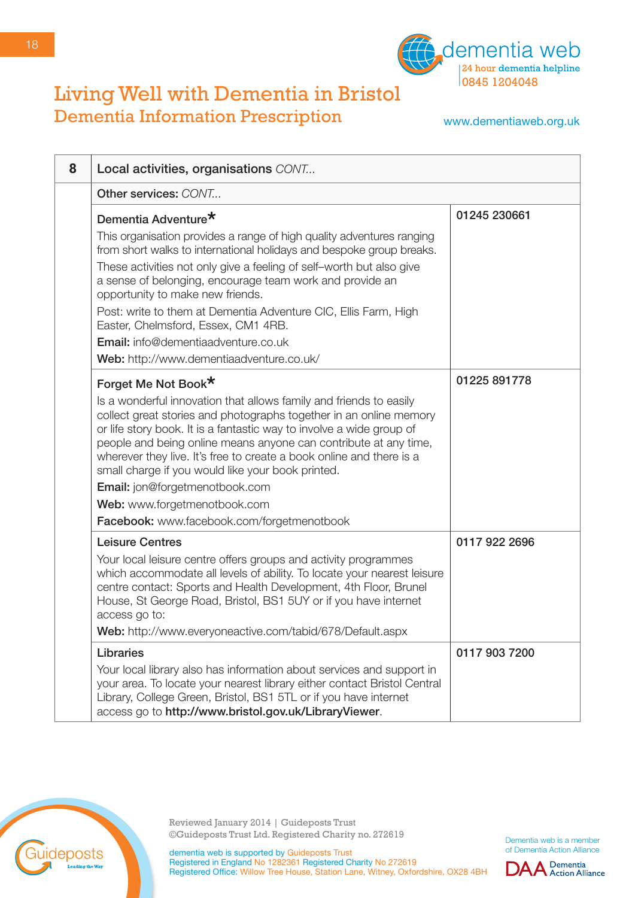| 8 | Local activities, organisations *CONT...* | |
|---|---|---|
| | Other services: *CONT...* | |
| | **Dementia Adventure*** This organisation provides a range of high quality adventures ranging from short walks to international holidays and bespoke group breaks. These activities not only give a feeling of self–worth but also give a sense of belonging, encourage team work and provide an opportunity to make new friends. Post: write to them at Dementia Adventure CIC, Ellis Farm, High Easter, Chelmsford, Essex, CM1 4RB. **Email:** info@dementiaadventure.co.uk **Web:** http://www.dementiaadventure.co.uk/ | **01245 230661** |
| | **Forget Me Not Book*** Is a wonderful innovation that allows family and friends to easily collect great stories and photographs together in an online memory or life story book. It is a fantastic way to involve a wide group of people and being online means anyone can contribute at any time, wherever they live. It's free to create a book online and there is a small charge if you would like your book printed. **Email:** jon@forgetmenotbook.com **Web:** www.forgetmenotbook.com **Facebook:** www.facebook.com/forgetmenotbook | **01225 891778** |
| | **Leisure Centres** Your local leisure centre offers groups and activity programmes which accommodate all levels of ability. To locate your nearest leisure centre contact: Sports and Health Development, 4th Floor, Brunel House, St George Road, Bristol, BS1 5UY or if you have internet access go to: **Web:** http://www.everyoneactive.com/tabid/678/Default.aspx | **0117 922 2696** |
| | **Libraries** Your local library also has information about services and support in your area. To locate your nearest library either contact Bristol Central Library, College Green, Bristol, BS1 5TL or if you have internet access go to **http://www.bristol.gov.uk/LibraryViewer**. | **0117 903 7200** |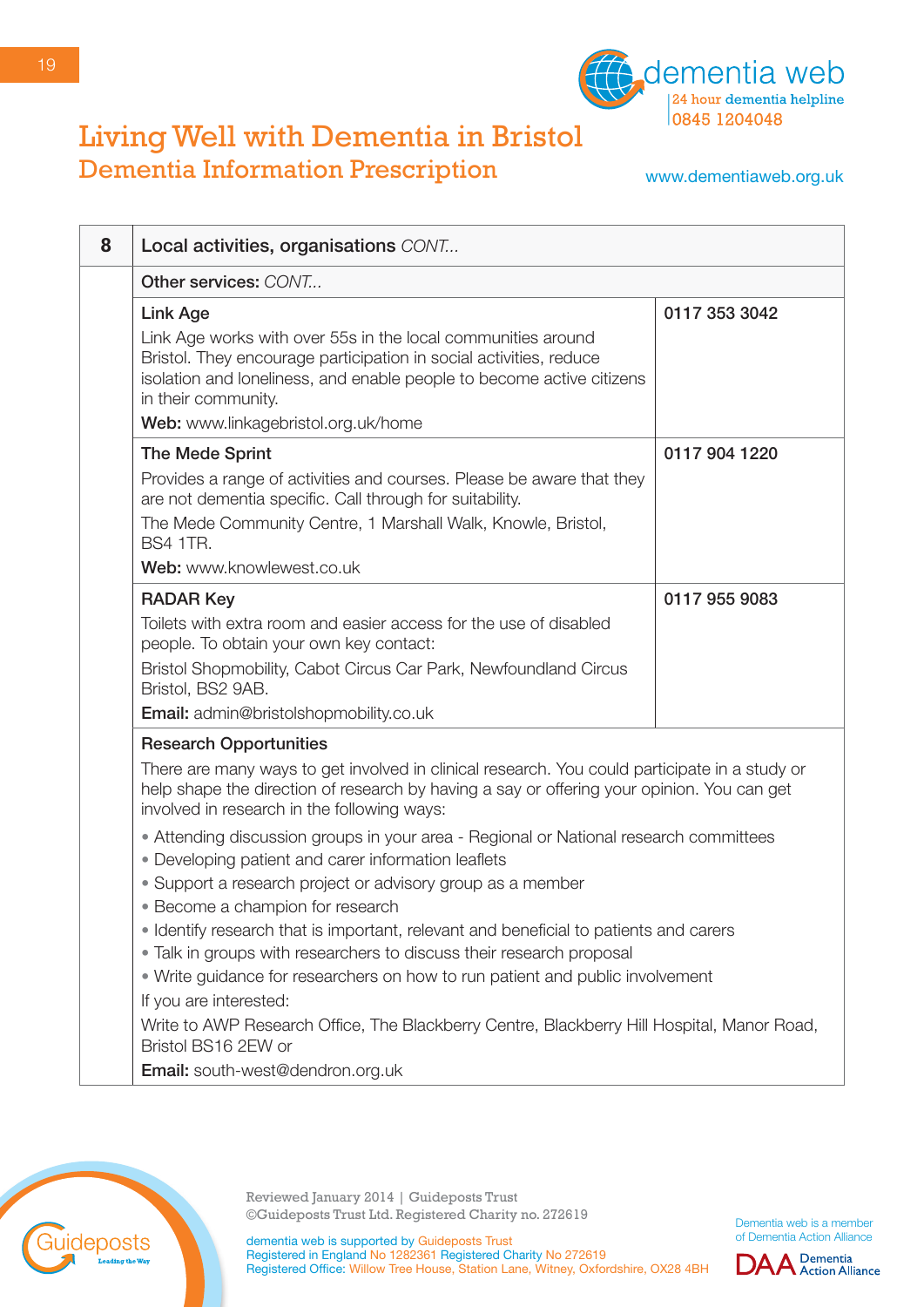# Living Well with Dementia in Bristol
## Dementia Information Prescription

| 8 | Local activities, organisations *CONT...* | |
|---|---|---|
| | **Other services:** *CONT...* | |
| | **Link Age**<br>Link Age works with over 55s in the local communities around Bristol. They encourage participation in social activities, reduce isolation and loneliness, and enable people to become active citizens in their community.<br>**Web:** www.linkagebristol.org.uk/home | **0117 353 3042** |
| | **The Mede Sprint**<br>Provides a range of activities and courses. Please be aware that they are not dementia specific. Call through for suitability.<br>The Mede Community Centre, 1 Marshall Walk, Knowle, Bristol, BS4 1TR.<br>**Web:** www.knowlewest.co.uk | **0117 904 1220** |
| | **RADAR Key**<br>Toilets with extra room and easier access for the use of disabled people. To obtain your own key contact:<br>Bristol Shopmobility, Cabot Circus Car Park, Newfoundland Circus Bristol, BS2 9AB.<br>**Email:** admin@bristolshopmobility.co.uk | **0117 955 9083** |
| | **Research Opportunities**<br>There are many ways to get involved in clinical research. You could participate in a study or help shape the direction of research by having a say or offering your opinion. You can get involved in research in the following ways:<br>• Attending discussion groups in your area - Regional or National research committees<br>• Developing patient and carer information leaflets<br>• Support a research project or advisory group as a member<br>• Become a champion for research<br>• Identify research that is important, relevant and beneficial to patients and carers<br>• Talk in groups with researchers to discuss their research proposal<br>• Write guidance for researchers on how to run patient and public involvement<br>If you are interested:<br>Write to AWP Research Office, The Blackberry Centre, Blackberry Hill Hospital, Manor Road, Bristol BS16 2EW or<br>**Email:** south-west@dendron.org.uk | |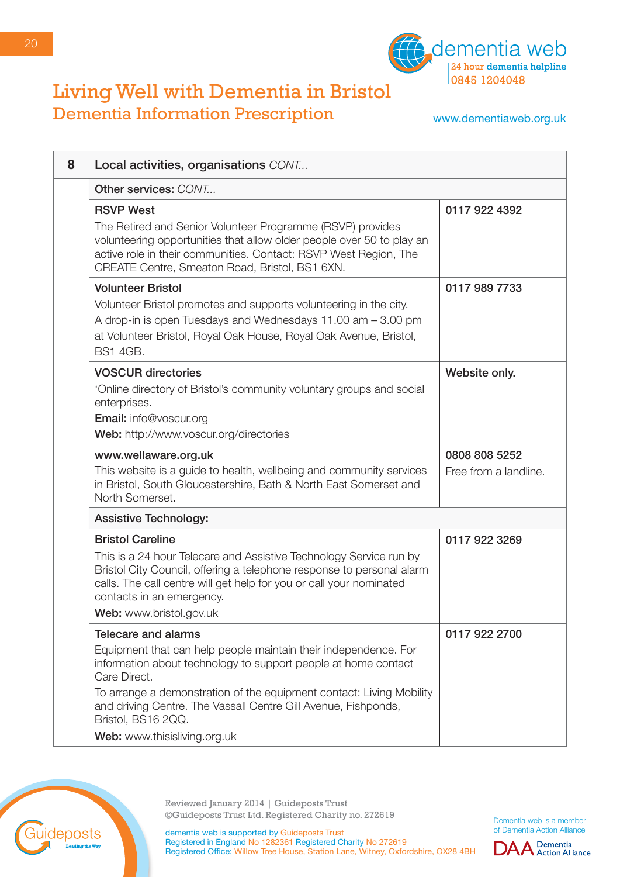# Living Well with Dementia in Bristol
## Dementia Information Prescription

dementia web
24 hour dementia helpline
0845 1204048

www.dementiaweb.org.uk

| 8 | Local activities, organisations *CONT...* | |
|---|---|---|
| | **Other services:** *CONT...* | |
| | **RSVP West**<br>The Retired and Senior Volunteer Programme (RSVP) provides volunteering opportunities that allow older people over 50 to play an active role in their communities. Contact: RSVP West Region, The CREATE Centre, Smeaton Road, Bristol, BS1 6XN. | **0117 922 4392** |
| | **Volunteer Bristol**<br>Volunteer Bristol promotes and supports volunteering in the city. A drop-in is open Tuesdays and Wednesdays 11.00 am – 3.00 pm at Volunteer Bristol, Royal Oak House, Royal Oak Avenue, Bristol, BS1 4GB. | **0117 989 7733** |
| | **VOSCUR directories**<br>'Online directory of Bristol's community voluntary groups and social enterprises.<br>**Email:** info@voscur.org<br>**Web:** http://www.voscur.org/directories | **Website only.** |
| | **www.wellaware.org.uk**<br>This website is a guide to health, wellbeing and community services in Bristol, South Gloucestershire, Bath & North East Somerset and North Somerset. | **0808 808 5252**<br>Free from a landline. |
| | **Assistive Technology:** | |
| | **Bristol Careline**<br>This is a 24 hour Telecare and Assistive Technology Service run by Bristol City Council, offering a telephone response to personal alarm calls. The call centre will get help for you or call your nominated contacts in an emergency.<br>**Web:** www.bristol.gov.uk | **0117 922 3269** |
| | **Telecare and alarms**<br>Equipment that can help people maintain their independence. For information about technology to support people at home contact Care Direct.<br>To arrange a demonstration of the equipment contact: Living Mobility and driving Centre. The Vassall Centre Gill Avenue, Fishponds, Bristol, BS16 2QQ.<br>**Web:** www.thisisliving.org.uk | **0117 922 2700** |

Reviewed January 2014 | Guideposts Trust
©Guideposts Trust Ltd. Registered Charity no. 272619

dementia web is supported by Guideposts Trust
Registered in England No 1282361 Registered Charity No 272619
Registered Office: Willow Tree House, Station Lane, Witney, Oxfordshire, OX28 4BH

Dementia web is a member of Dementia Action Alliance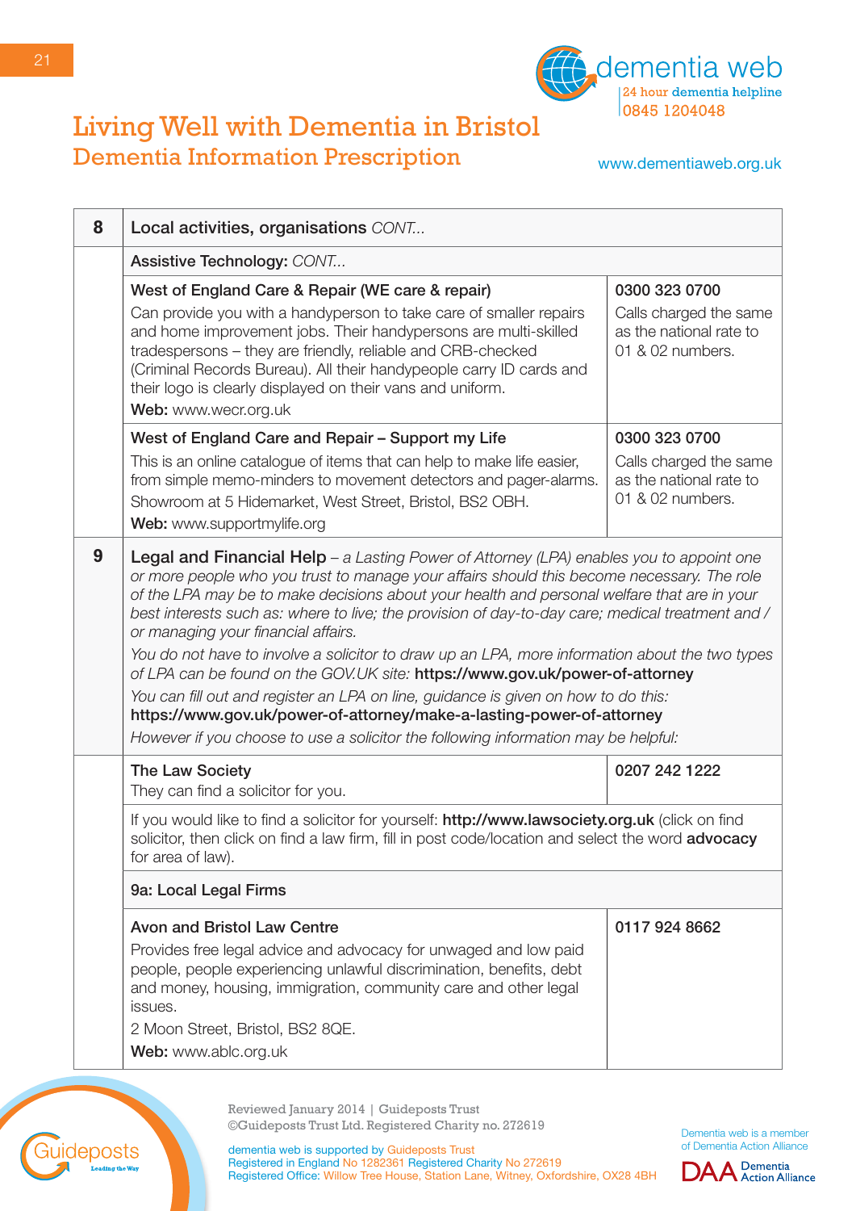# Living Well with Dementia in Bristol
## Dementia Information Prescription

dementia web
24 hour dementia helpline
0845 1204048
www.dementiaweb.org.uk

| 8 | Local activities, organisations *CONT...* | |
|---|---|---|
| | Assistive Technology: *CONT...* | |
| | **West of England Care & Repair (WE care & repair)**<br>Can provide you with a handyperson to take care of smaller repairs and home improvement jobs. Their handypersons are multi-skilled tradespersons – they are friendly, reliable and CRB-checked (Criminal Records Bureau). All their handypeople carry ID cards and their logo is clearly displayed on their vans and uniform.<br>**Web:** www.wecr.org.uk | **0300 323 0700**<br>Calls charged the same as the national rate to 01 & 02 numbers. |
| | **West of England Care and Repair – Support my Life**<br>This is an online catalogue of items that can help to make life easier, from simple memo-minders to movement detectors and pager-alarms. Showroom at 5 Hidemarket, West Street, Bristol, BS2 OBH.<br>**Web:** www.supportmylife.org | **0300 323 0700**<br>Calls charged the same as the national rate to 01 & 02 numbers. |
| 9 | **Legal and Financial Help** – *a Lasting Power of Attorney (LPA) enables you to appoint one or more people who you trust to manage your affairs should this become necessary. The role of the LPA may be to make decisions about your health and personal welfare that are in your best interests such as: where to live; the provision of day-to-day care; medical treatment and / or managing your financial affairs.*<br>*You do not have to involve a solicitor to draw up an LPA, more information about the two types of LPA can be found on the GOV.UK site:* **https://www.gov.uk/power-of-attorney**<br>*You can fill out and register an LPA on line, guidance is given on how to do this:* **https://www.gov.uk/power-of-attorney/make-a-lasting-power-of-attorney**<br>*However if you choose to use a solicitor the following information may be helpful:* | |
| | **The Law Society**<br>They can find a solicitor for you. | **0207 242 1222** |
| | If you would like to find a solicitor for yourself: **http://www.lawsociety.org.uk** (click on find solicitor, then click on find a law firm, fill in post code/location and select the word **advocacy** for area of law). | |
| | **9a: Local Legal Firms** | |
| | **Avon and Bristol Law Centre**<br>Provides free legal advice and advocacy for unwaged and low paid people, people experiencing unlawful discrimination, benefits, debt and money, housing, immigration, community care and other legal issues.<br>2 Moon Street, Bristol, BS2 8QE.<br>**Web:** www.ablc.org.uk | **0117 924 8662** |

Reviewed January 2014 | Guideposts Trust
©Guideposts Trust Ltd. Registered Charity no. 272619

dementia web is supported by Guideposts Trust
Registered in England No 1282361 Registered Charity No 272619
Registered Office: Willow Tree House, Station Lane, Witney, Oxfordshire, OX28 4BH

Dementia web is a member of Dementia Action Alliance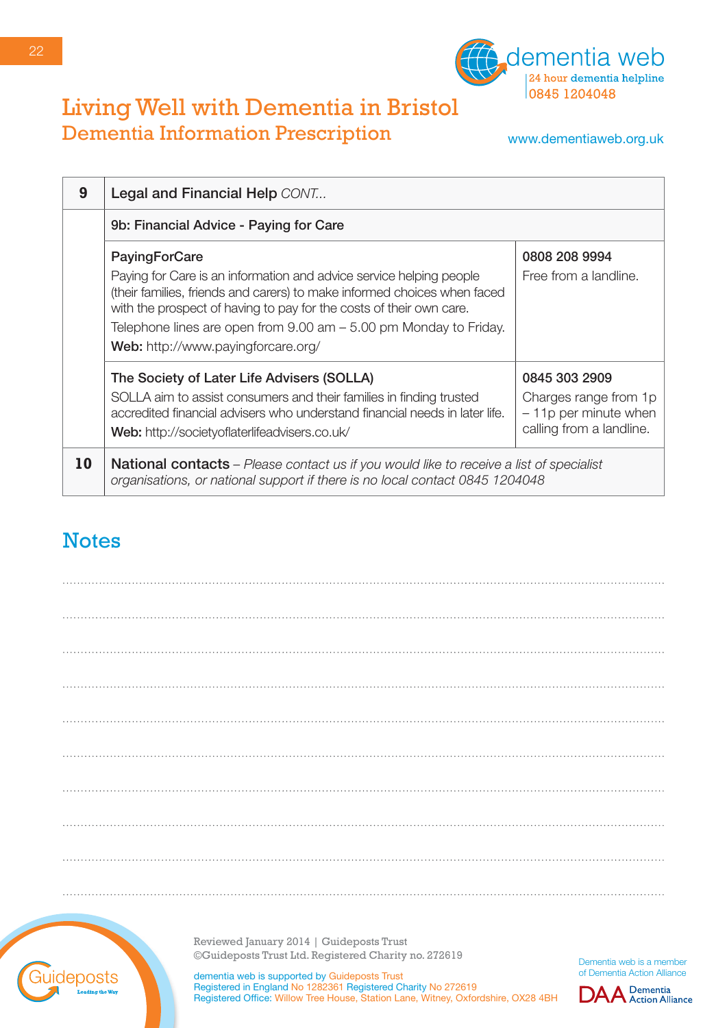# Living Well with Dementia in Bristol

## Dementia Information Prescription

| 9 | Legal and Financial Help *CONT...* | |
|---|---|---|
| | 9b: Financial Advice - Paying for Care | |
| | **PayingForCare**<br>Paying for Care is an information and advice service helping people (their families, friends and carers) to make informed choices when faced with the prospect of having to pay for the costs of their own care.<br>Telephone lines are open from 9.00 am – 5.00 pm Monday to Friday.<br>**Web:** http://www.payingforcare.org/ | **0808 208 9994**<br>Free from a landline. |
| | **The Society of Later Life Advisers (SOLLA)**<br>SOLLA aim to assist consumers and their families in finding trusted accredited financial advisers who understand financial needs in later life.<br>**Web:** http://societyoflaterlifeadvisers.co.uk/ | **0845 303 2909**<br>Charges range from 1p – 11p per minute when calling from a landline. |
| **10** | **National contacts** – *Please contact us if you would like to receive a list of specialist organisations, or national support if there is no local contact 0845 1204048* | |

## Notes

Reviewed January 2014 | Guideposts Trust
©Guideposts Trust Ltd. Registered Charity no. 272619

dementia web is supported by Guideposts Trust
Registered in England No 1282361 Registered Charity No 272619
Registered Office: Willow Tree House, Station Lane, Witney, Oxfordshire, OX28 4BH

Dementia web is a member of Dementia Action Alliance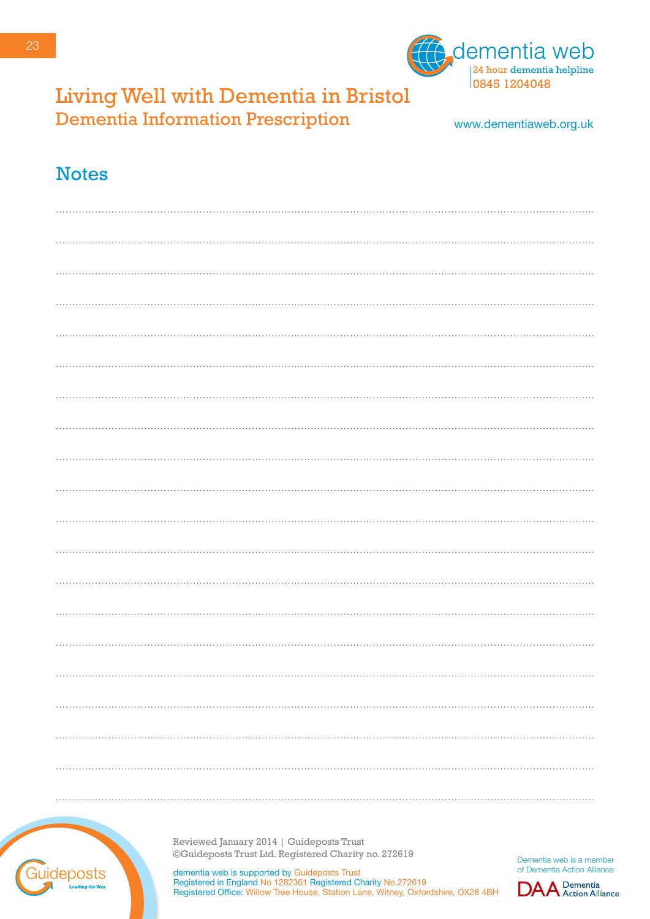# Living Well with Dementia in Bristol

## Dementia Information Prescription

dementia web
24 hour dementia helpline
0845 1204048

www.dementiaweb.org.uk

## Notes

Reviewed January 2014 | Guideposts Trust
©Guideposts Trust Ltd. Registered Charity no. 272619

dementia web is supported by Guideposts Trust
Registered in England No 1282361 Registered Charity No 272619
Registered Office: Willow Tree House, Station Lane, Witney, Oxfordshire, OX28 4BH

Dementia web is a member of Dementia Action Alliance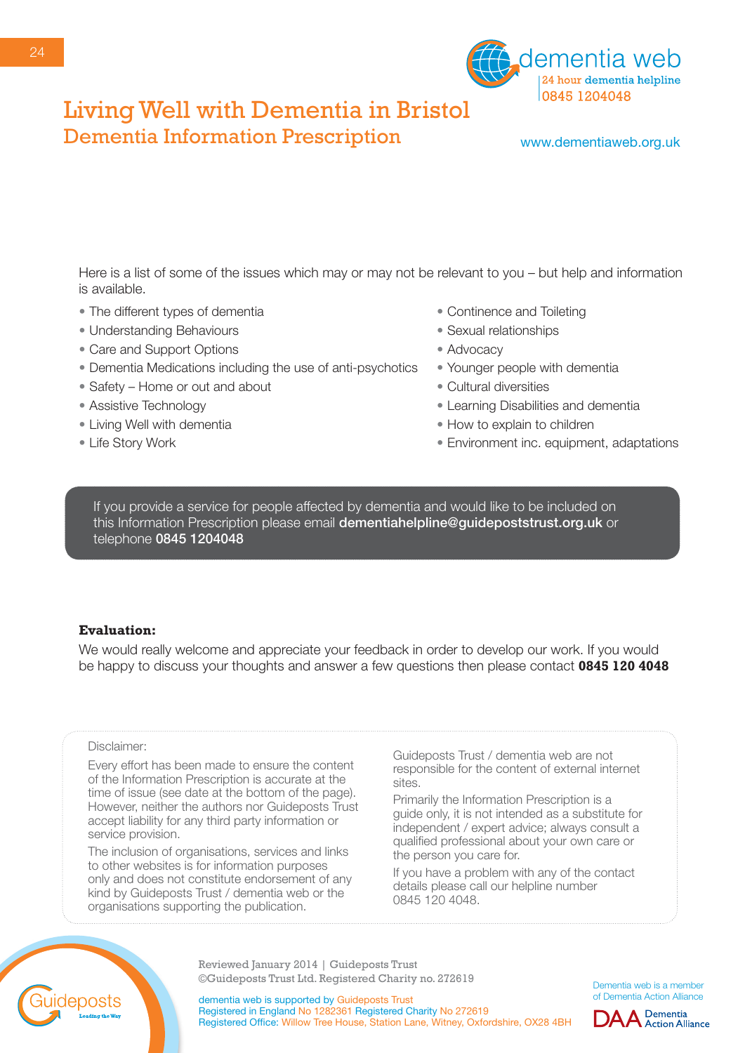dementia web

24 hour dementia helpline
0845 1204048

# Living Well with Dementia in Bristol

## Dementia Information Prescription

www.dementiaweb.org.uk

Here is a list of some of the issues which may or may not be relevant to you – but help and information is available.

- The different types of dementia
- Understanding Behaviours
- Care and Support Options
- Dementia Medications including the use of anti-psychotics
- Safety – Home or out and about
- Assistive Technology
- Living Well with dementia
- Life Story Work
- Continence and Toileting
- Sexual relationships
- Advocacy
- Younger people with dementia
- Cultural diversities
- Learning Disabilities and dementia
- How to explain to children
- Environment inc. equipment, adaptations

If you provide a service for people affected by dementia and would like to be included on this Information Prescription please email **dementiahelpline@guidepoststrust.org.uk** or telephone **0845 1204048**

**Evaluation:**

We would really welcome and appreciate your feedback in order to develop our work. If you would be happy to discuss your thoughts and answer a few questions then please contact **0845 120 4048**

Disclaimer:

Every effort has been made to ensure the content of the Information Prescription is accurate at the time of issue (see date at the bottom of the page). However, neither the authors nor Guideposts Trust accept liability for any third party information or service provision.

The inclusion of organisations, services and links to other websites is for information purposes only and does not constitute endorsement of any kind by Guideposts Trust / dementia web or the organisations supporting the publication.

Guideposts Trust / dementia web are not responsible for the content of external internet sites.

Primarily the Information Prescription is a guide only, it is not intended as a substitute for independent / expert advice; always consult a qualified professional about your own care or the person you care for.

If you have a problem with any of the contact details please call our helpline number 0845 120 4048.

Guideposts – Leading the Way

Reviewed January 2014 | Guideposts Trust
©Guideposts Trust Ltd. Registered Charity no. 272619

dementia web is supported by Guideposts Trust
Registered in England No 1282361 Registered Charity No 272619
Registered Office: Willow Tree House, Station Lane, Witney, Oxfordshire, OX28 4BH

Dementia web is a member of Dementia Action Alliance

DAA Dementia Action Alliance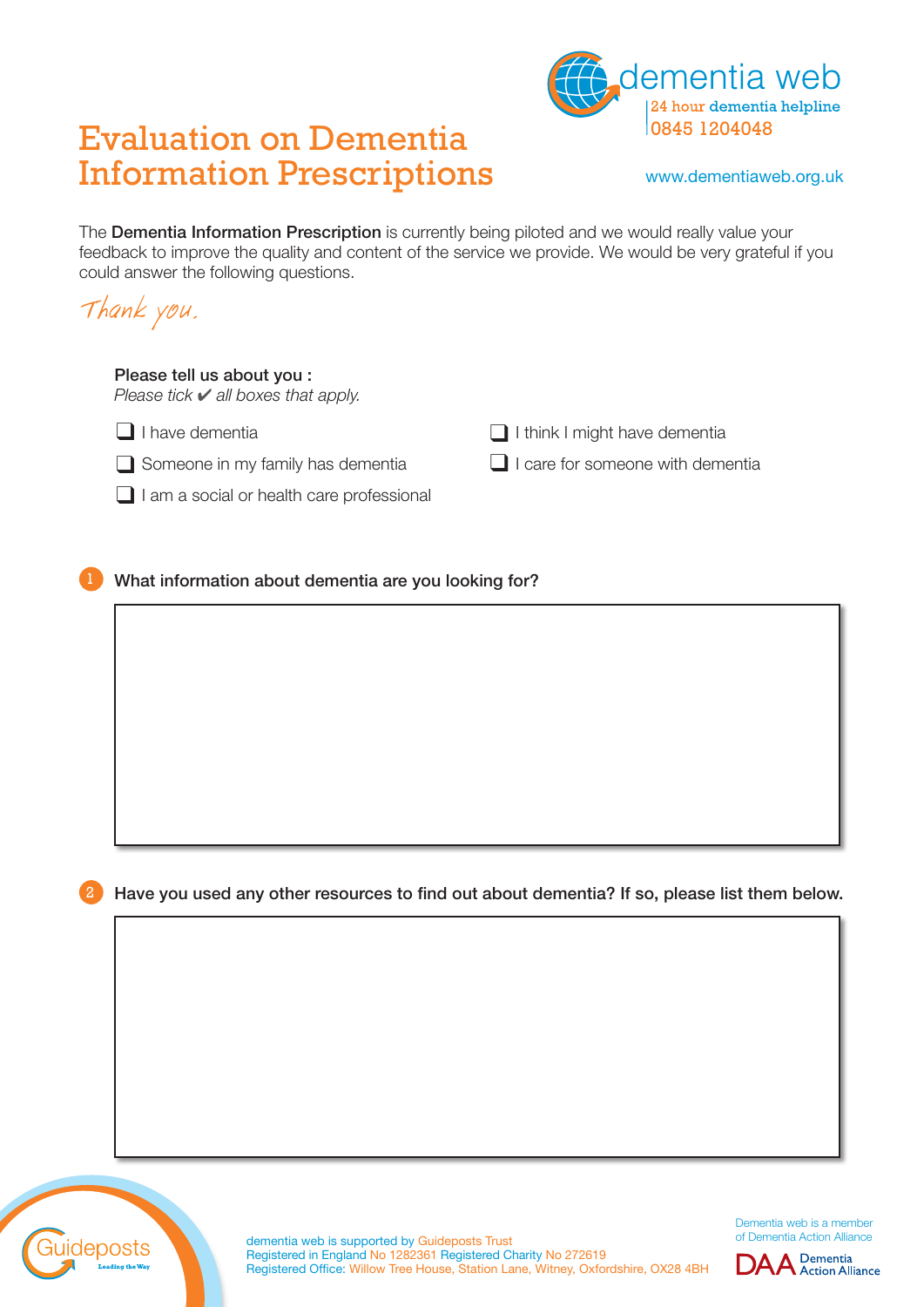dementia web

24 hour dementia helpline
0845 1204048

www.dementiaweb.org.uk

# Evaluation on Dementia Information Prescriptions

The **Dementia Information Prescription** is currently being piloted and we would really value your feedback to improve the quality and content of the service we provide. We would be very grateful if you could answer the following questions.

*Thank you.*

**Please tell us about you :**
*Please tick ✔ all boxes that apply.*

- ❑ I have dementia
- ❑ Someone in my family has dementia
- ❑ I am a social or health care professional
- ❑ I think I might have dementia
- ❑ I care for someone with dementia

**1 What information about dementia are you looking for?**

**2 Have you used any other resources to find out about dementia? If so, please list them below.**

Guideposts
Leading the Way

dementia web is supported by Guideposts Trust
Registered in England No 1282361 Registered Charity No 272619
Registered Office: Willow Tree House, Station Lane, Witney, Oxfordshire, OX28 4BH

Dementia web is a member of Dementia Action Alliance

DAA Dementia Action Alliance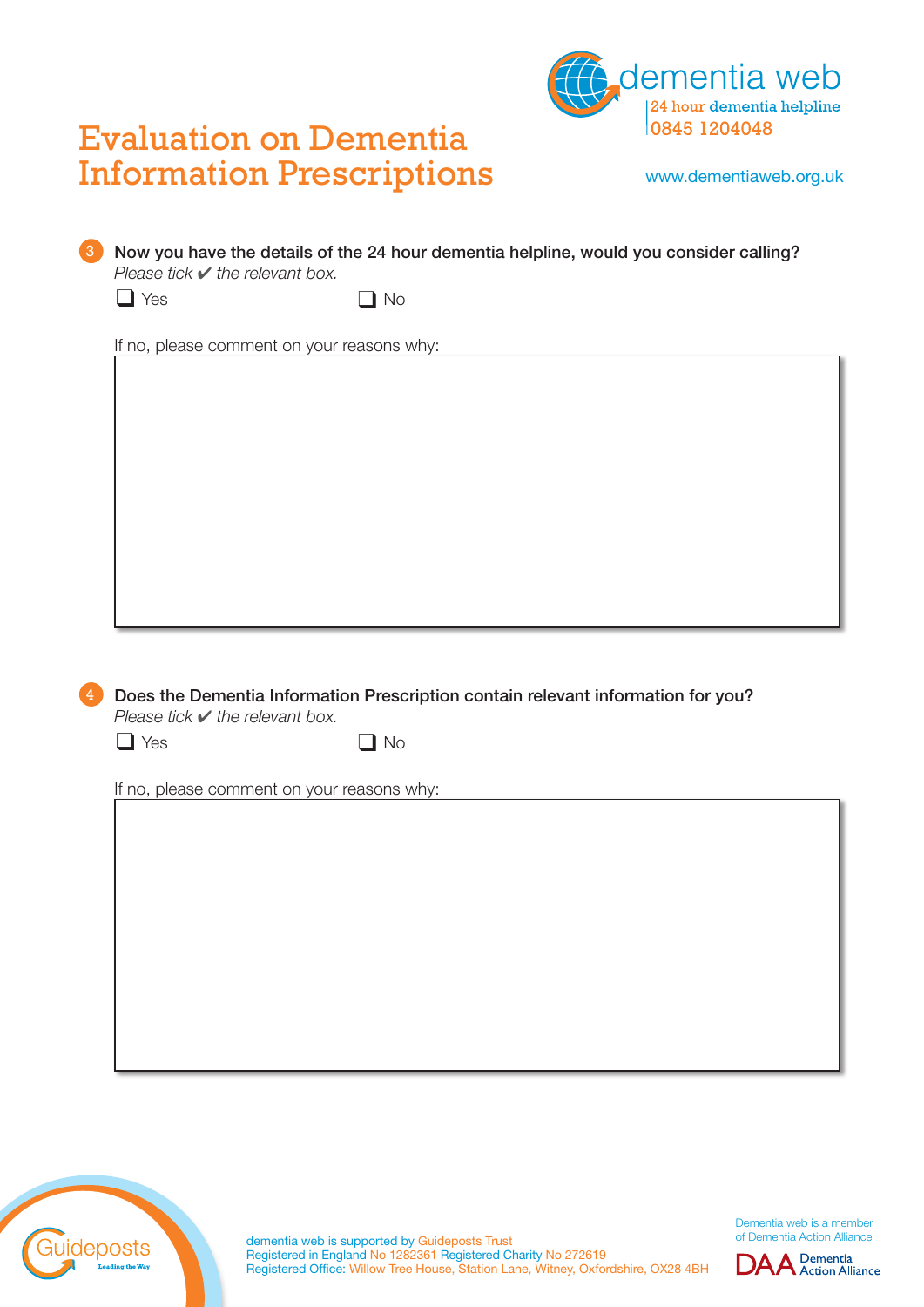# Evaluation on Dementia Information Prescriptions

dementia web
24 hour dementia helpline
0845 1204048

www.dementiaweb.org.uk

**3 Now you have the details of the 24 hour dementia helpline, would you consider calling?**
*Please tick ✔ the relevant box.*

❑ Yes ❑ No

If no, please comment on your reasons why:

**4 Does the Dementia Information Prescription contain relevant information for you?**
*Please tick ✔ the relevant box.*

❑ Yes ❑ No

If no, please comment on your reasons why:

Guideposts
Leading the Way

dementia web is supported by Guideposts Trust
Registered in England No 1282361 Registered Charity No 272619
Registered Office: Willow Tree House, Station Lane, Witney, Oxfordshire, OX28 4BH

Dementia web is a member of Dementia Action Alliance

DAA Dementia Action Alliance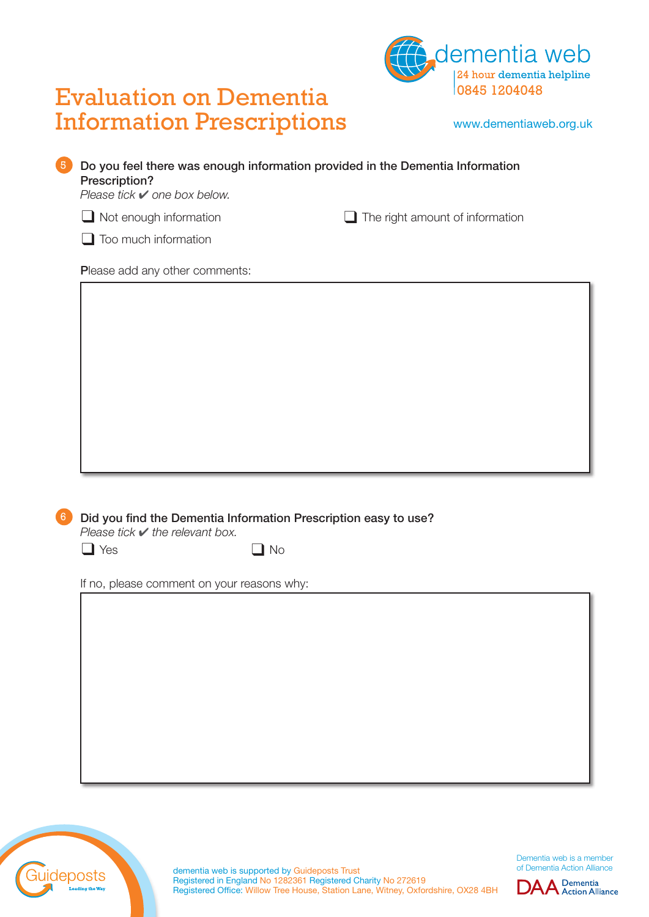# Evaluation on Dementia Information Prescriptions

dementia web
24 hour dementia helpline
0845 1204048

www.dementiaweb.org.uk

**5 Do you feel there was enough information provided in the Dementia Information Prescription?**
*Please tick ✔ one box below.*

- ☐ Not enough information
- ☐ The right amount of information
- ☐ Too much information

Please add any other comments:

**6 Did you find the Dementia Information Prescription easy to use?**
*Please tick ✔ the relevant box.*

- ☐ Yes
- ☐ No

If no, please comment on your reasons why:

Guideposts
Leading the Way

dementia web is supported by Guideposts Trust
Registered in England No 1282361 Registered Charity No 272619
Registered Office: Willow Tree House, Station Lane, Witney, Oxfordshire, OX28 4BH

Dementia web is a member of Dementia Action Alliance

DAA Dementia Action Alliance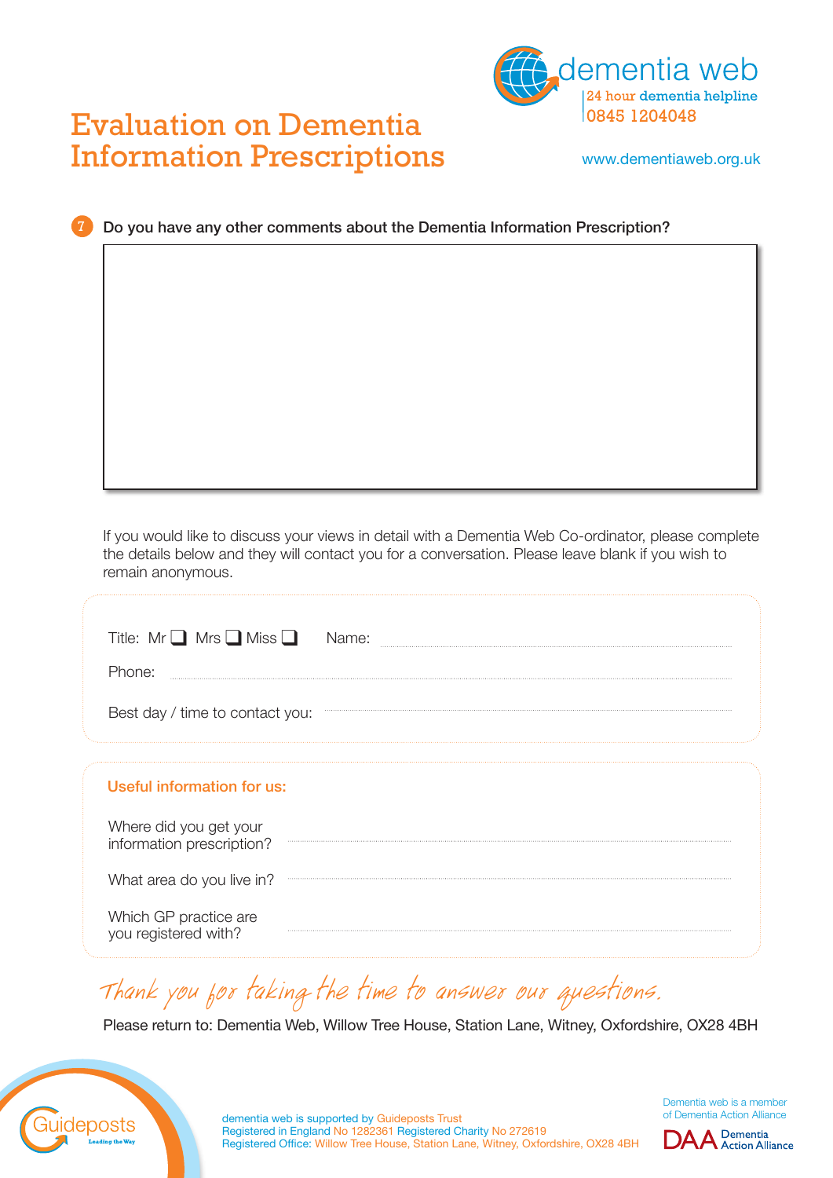# Evaluation on Dementia Information Prescriptions

dementia web
24 hour dementia helpline
0845 1204048

www.dementiaweb.org.uk

7 **Do you have any other comments about the Dementia Information Prescription?**

If you would like to discuss your views in detail with a Dementia Web Co-ordinator, please complete the details below and they will contact you for a conversation. Please leave blank if you wish to remain anonymous.

Title: Mr ❑ Mrs ❑ Miss ❑ Name: ..............................

Phone: ..............................

Best day / time to contact you: ..............................

**Useful information for us:**

Where did you get your information prescription? ..............................

What area do you live in? ..............................

Which GP practice are you registered with? ..............................

*Thank you for taking the time to answer our questions.*

Please return to: Dementia Web, Willow Tree House, Station Lane, Witney, Oxfordshire, OX28 4BH

Guideposts
Leading the Way

dementia web is supported by Guideposts Trust
Registered in England No 1282361 Registered Charity No 272619
Registered Office: Willow Tree House, Station Lane, Witney, Oxfordshire, OX28 4BH

Dementia web is a member of Dementia Action Alliance

DAA Dementia Action Alliance